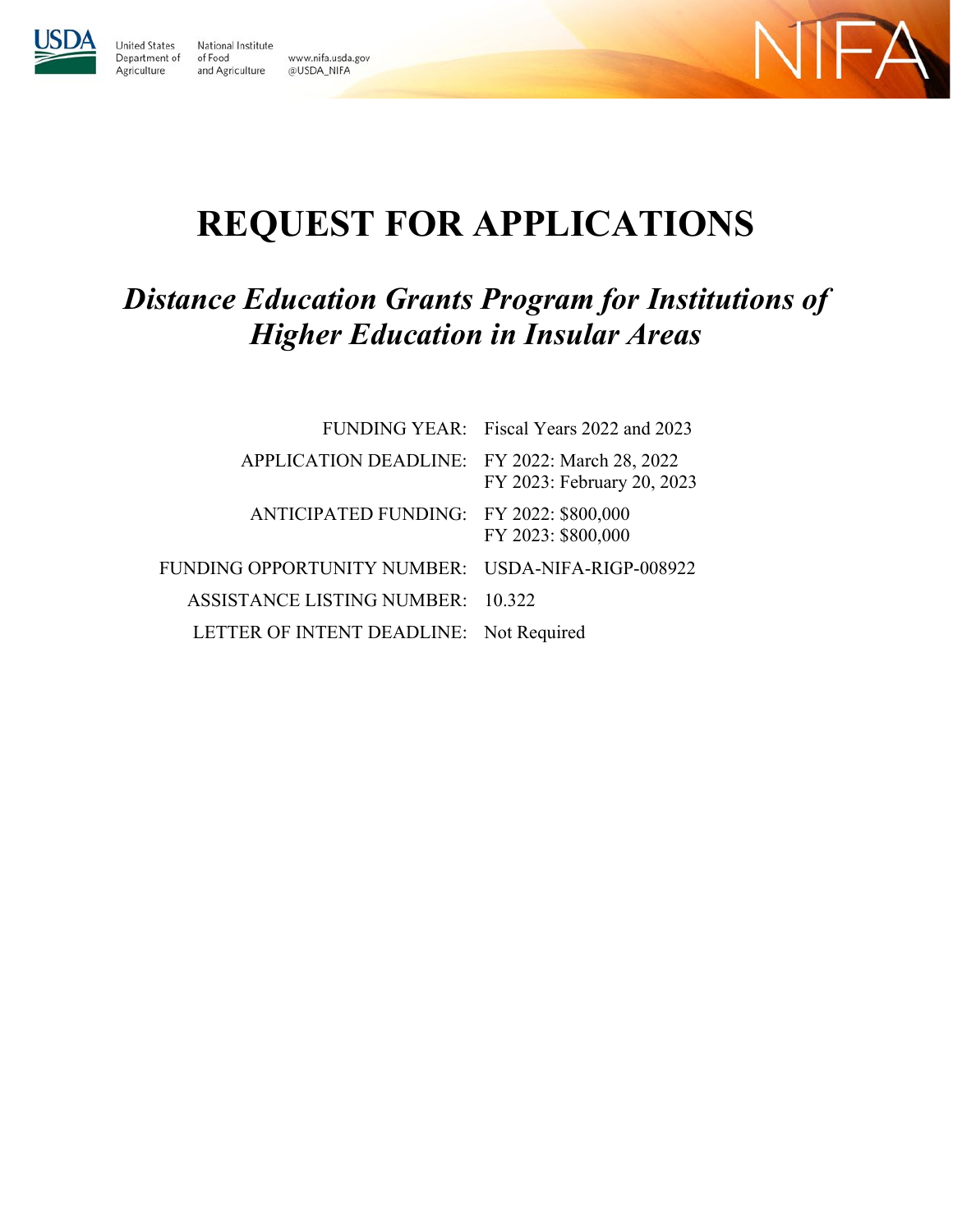United States Department of Agriculture

National Institute of Food and Agriculture

www.nifa.usda.gov
@USDA_NIFA

NIFA

# REQUEST FOR APPLICATIONS

## *Distance Education Grants Program for Institutions of Higher Education in Insular Areas*

| | |
|---|---|
| FUNDING YEAR: | Fiscal Years 2022 and 2023 |
| APPLICATION DEADLINE: | FY 2022: March 28, 2022<br>FY 2023: February 20, 2023 |
| ANTICIPATED FUNDING: | FY 2022: $800,000<br>FY 2023: $800,000 |
| FUNDING OPPORTUNITY NUMBER: | USDA-NIFA-RIGP-008922 |
| ASSISTANCE LISTING NUMBER: | 10.322 |
| LETTER OF INTENT DEADLINE: | Not Required |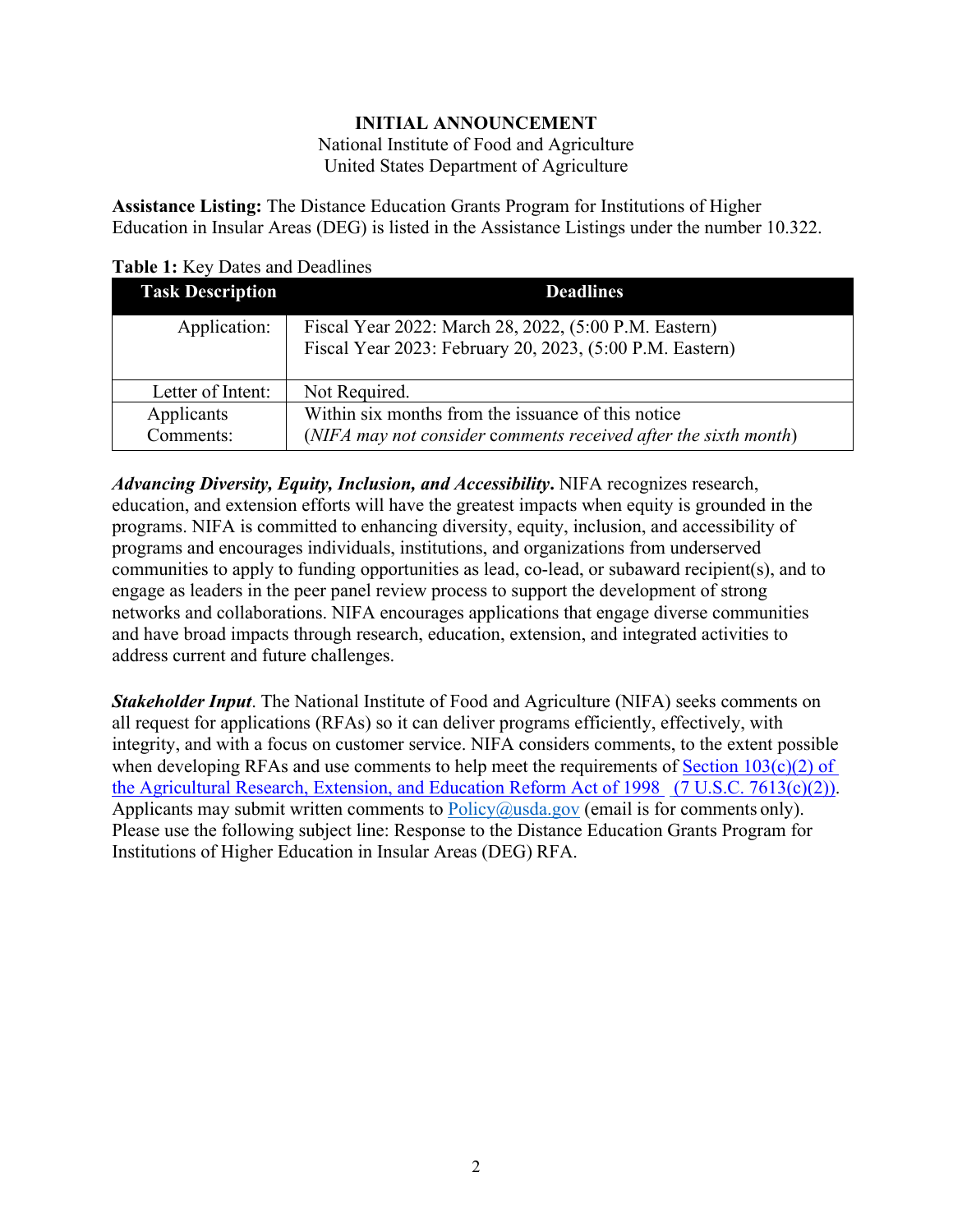**INITIAL ANNOUNCEMENT**
National Institute of Food and Agriculture
United States Department of Agriculture

**Assistance Listing:** The Distance Education Grants Program for Institutions of Higher Education in Insular Areas (DEG) is listed in the Assistance Listings under the number 10.322.

**Table 1:** Key Dates and Deadlines

| Task Description | Deadlines |
|---|---|
| Application: | Fiscal Year 2022: March 28, 2022, (5:00 P.M. Eastern)<br>Fiscal Year 2023: February 20, 2023, (5:00 P.M. Eastern) |
| Letter of Intent: | Not Required. |
| Applicants Comments: | Within six months from the issuance of this notice<br>(*NIFA may not consider comments received after the sixth month*) |

***Advancing Diversity, Equity, Inclusion, and Accessibility*.** NIFA recognizes research, education, and extension efforts will have the greatest impacts when equity is grounded in the programs. NIFA is committed to enhancing diversity, equity, inclusion, and accessibility of programs and encourages individuals, institutions, and organizations from underserved communities to apply to funding opportunities as lead, co-lead, or subaward recipient(s), and to engage as leaders in the peer panel review process to support the development of strong networks and collaborations. NIFA encourages applications that engage diverse communities and have broad impacts through research, education, extension, and integrated activities to address current and future challenges.

***Stakeholder Input***. The National Institute of Food and Agriculture (NIFA) seeks comments on all request for applications (RFAs) so it can deliver programs efficiently, effectively, with integrity, and with a focus on customer service. NIFA considers comments, to the extent possible when developing RFAs and use comments to help meet the requirements of Section 103(c)(2) of the Agricultural Research, Extension, and Education Reform Act of 1998 (7 U.S.C. 7613(c)(2)). Applicants may submit written comments to Policy@usda.gov (email is for comments only). Please use the following subject line: Response to the Distance Education Grants Program for Institutions of Higher Education in Insular Areas (DEG) RFA.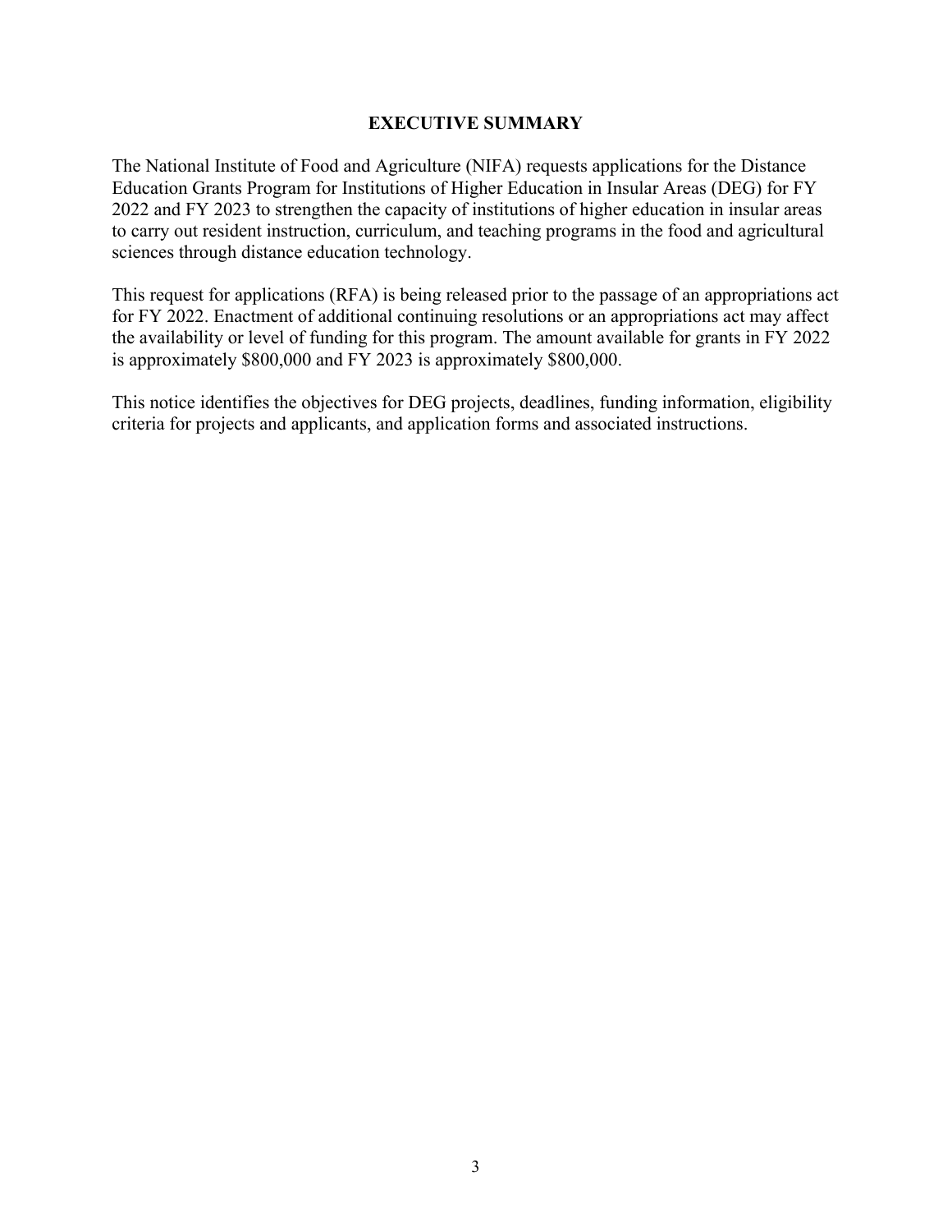# EXECUTIVE SUMMARY

The National Institute of Food and Agriculture (NIFA) requests applications for the Distance Education Grants Program for Institutions of Higher Education in Insular Areas (DEG) for FY 2022 and FY 2023 to strengthen the capacity of institutions of higher education in insular areas to carry out resident instruction, curriculum, and teaching programs in the food and agricultural sciences through distance education technology.

This request for applications (RFA) is being released prior to the passage of an appropriations act for FY 2022. Enactment of additional continuing resolutions or an appropriations act may affect the availability or level of funding for this program. The amount available for grants in FY 2022 is approximately $800,000 and FY 2023 is approximately $800,000.

This notice identifies the objectives for DEG projects, deadlines, funding information, eligibility criteria for projects and applicants, and application forms and associated instructions.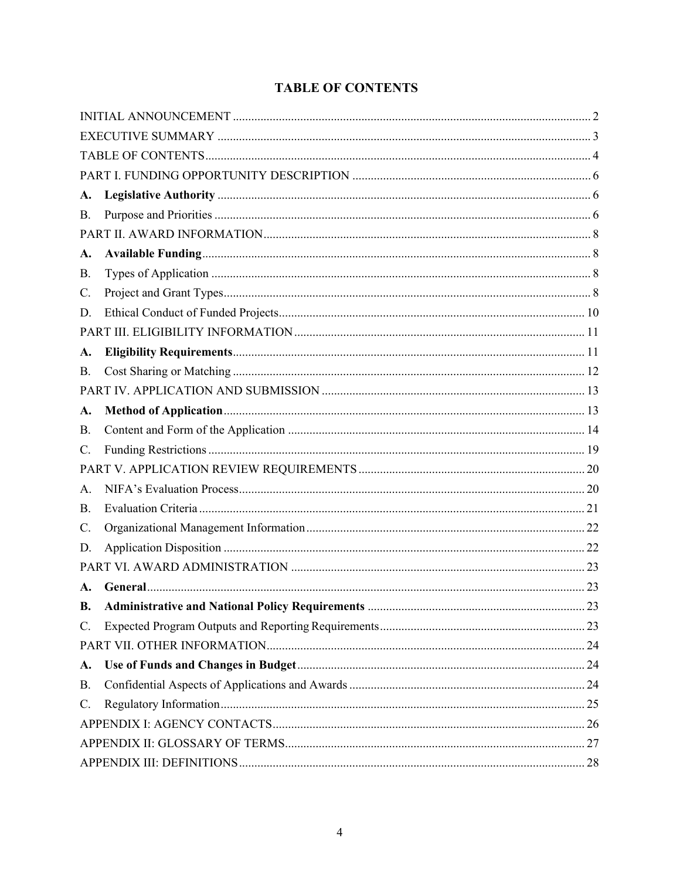# TABLE OF CONTENTS

INITIAL ANNOUNCEMENT ..... 2

EXECUTIVE SUMMARY ..... 3

TABLE OF CONTENTS ..... 4

PART I. FUNDING OPPORTUNITY DESCRIPTION ..... 6

**A. Legislative Authority** ..... 6

B. Purpose and Priorities ..... 6

PART II. AWARD INFORMATION ..... 8

**A. Available Funding** ..... 8

B. Types of Application ..... 8

C. Project and Grant Types ..... 8

D. Ethical Conduct of Funded Projects ..... 10

PART III. ELIGIBILITY INFORMATION ..... 11

**A. Eligibility Requirements** ..... 11

B. Cost Sharing or Matching ..... 12

PART IV. APPLICATION AND SUBMISSION ..... 13

**A. Method of Application** ..... 13

B. Content and Form of the Application ..... 14

C. Funding Restrictions ..... 19

PART V. APPLICATION REVIEW REQUIREMENTS ..... 20

A. NIFA's Evaluation Process ..... 20

B. Evaluation Criteria ..... 21

C. Organizational Management Information ..... 22

D. Application Disposition ..... 22

PART VI. AWARD ADMINISTRATION ..... 23

**A. General** ..... 23

**B. Administrative and National Policy Requirements** ..... 23

C. Expected Program Outputs and Reporting Requirements ..... 23

PART VII. OTHER INFORMATION ..... 24

**A. Use of Funds and Changes in Budget** ..... 24

B. Confidential Aspects of Applications and Awards ..... 24

C. Regulatory Information ..... 25

APPENDIX I: AGENCY CONTACTS ..... 26

APPENDIX II: GLOSSARY OF TERMS ..... 27

APPENDIX III: DEFINITIONS ..... 28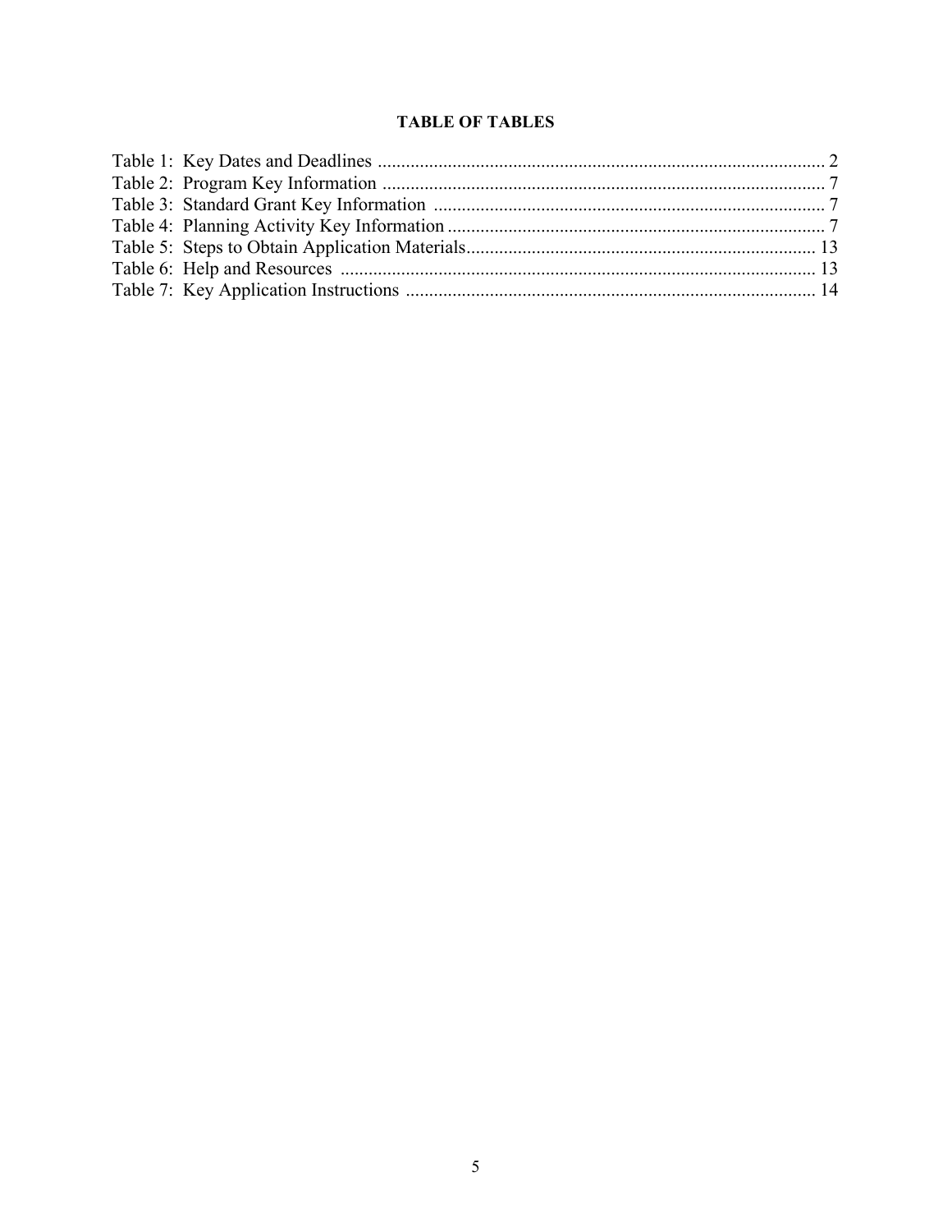**TABLE OF TABLES**

Table 1: Key Dates and Deadlines ................................................................................................ 2
Table 2: Program Key Information ............................................................................................... 7
Table 3: Standard Grant Key Information .................................................................................... 7
Table 4: Planning Activity Key Information ................................................................................. 7
Table 5: Steps to Obtain Application Materials........................................................................... 13
Table 6: Help and Resources ...................................................................................................... 13
Table 7: Key Application Instructions ........................................................................................ 14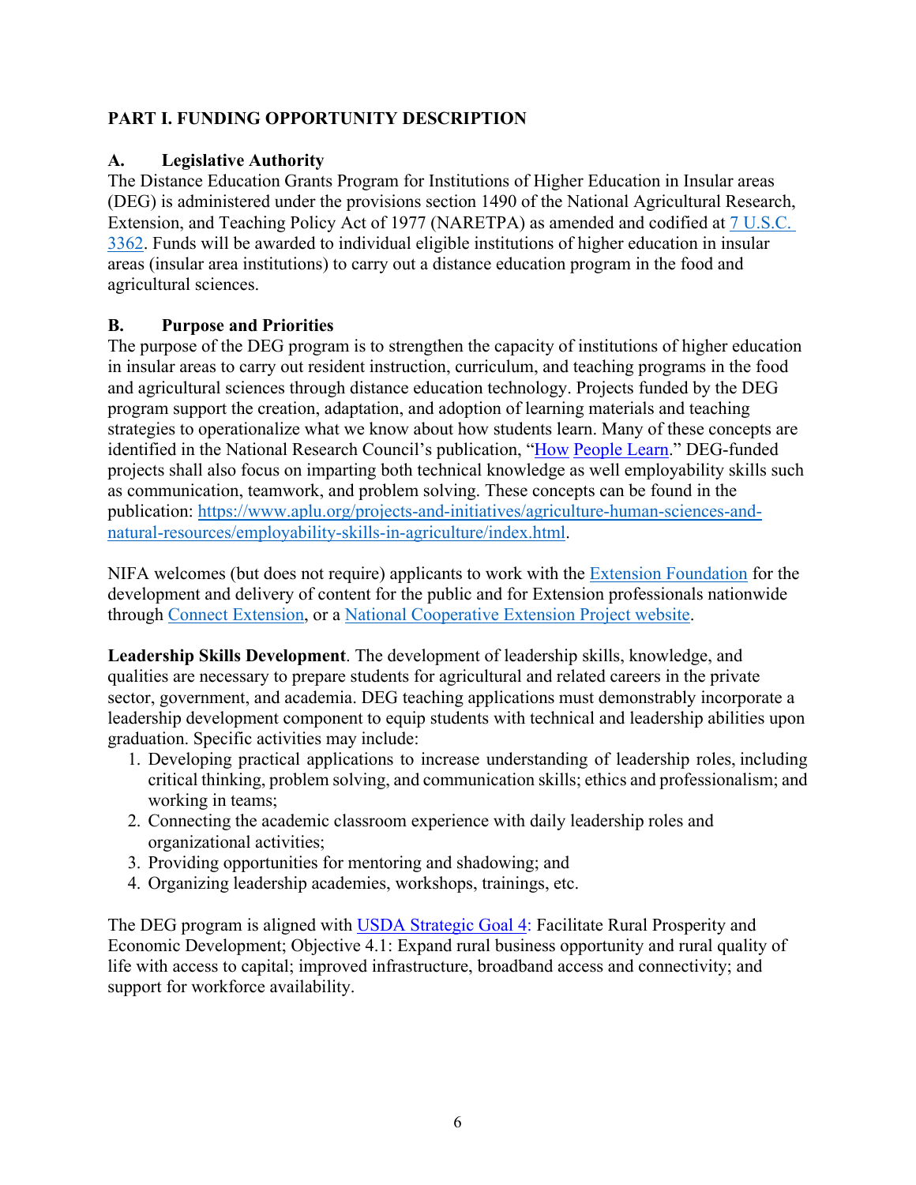## PART I. FUNDING OPPORTUNITY DESCRIPTION

### A. Legislative Authority

The Distance Education Grants Program for Institutions of Higher Education in Insular areas (DEG) is administered under the provisions section 1490 of the National Agricultural Research, Extension, and Teaching Policy Act of 1977 (NARETPA) as amended and codified at 7 U.S.C. 3362. Funds will be awarded to individual eligible institutions of higher education in insular areas (insular area institutions) to carry out a distance education program in the food and agricultural sciences.

### B. Purpose and Priorities

The purpose of the DEG program is to strengthen the capacity of institutions of higher education in insular areas to carry out resident instruction, curriculum, and teaching programs in the food and agricultural sciences through distance education technology. Projects funded by the DEG program support the creation, adaptation, and adoption of learning materials and teaching strategies to operationalize what we know about how students learn. Many of these concepts are identified in the National Research Council's publication, "How People Learn." DEG-funded projects shall also focus on imparting both technical knowledge as well employability skills such as communication, teamwork, and problem solving. These concepts can be found in the publication: https://www.aplu.org/projects-and-initiatives/agriculture-human-sciences-and-natural-resources/employability-skills-in-agriculture/index.html.

NIFA welcomes (but does not require) applicants to work with the Extension Foundation for the development and delivery of content for the public and for Extension professionals nationwide through Connect Extension, or a National Cooperative Extension Project website.

**Leadership Skills Development**. The development of leadership skills, knowledge, and qualities are necessary to prepare students for agricultural and related careers in the private sector, government, and academia. DEG teaching applications must demonstrably incorporate a leadership development component to equip students with technical and leadership abilities upon graduation. Specific activities may include:

1. Developing practical applications to increase understanding of leadership roles, including critical thinking, problem solving, and communication skills; ethics and professionalism; and working in teams;
2. Connecting the academic classroom experience with daily leadership roles and organizational activities;
3. Providing opportunities for mentoring and shadowing; and
4. Organizing leadership academies, workshops, trainings, etc.

The DEG program is aligned with USDA Strategic Goal 4: Facilitate Rural Prosperity and Economic Development; Objective 4.1: Expand rural business opportunity and rural quality of life with access to capital; improved infrastructure, broadband access and connectivity; and support for workforce availability.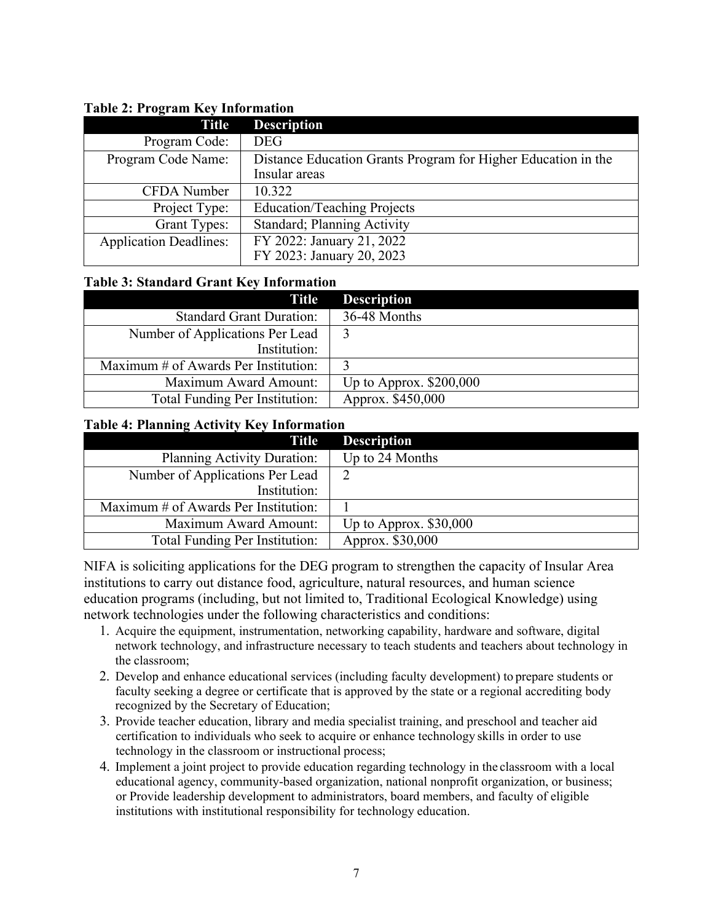**Table 2: Program Key Information**

| Title | Description |
| --- | --- |
| Program Code: | DEG |
| Program Code Name: | Distance Education Grants Program for Higher Education in the Insular areas |
| CFDA Number | 10.322 |
| Project Type: | Education/Teaching Projects |
| Grant Types: | Standard; Planning Activity |
| Application Deadlines: | FY 2022: January 21, 2022<br>FY 2023: January 20, 2023 |

**Table 3: Standard Grant Key Information**

| Title | Description |
| --- | --- |
| Standard Grant Duration: | 36-48 Months |
| Number of Applications Per Lead Institution: | 3 |
| Maximum # of Awards Per Institution: | 3 |
| Maximum Award Amount: | Up to Approx. $200,000 |
| Total Funding Per Institution: | Approx. $450,000 |

**Table 4: Planning Activity Key Information**

| Title | Description |
| --- | --- |
| Planning Activity Duration: | Up to 24 Months |
| Number of Applications Per Lead Institution: | 2 |
| Maximum # of Awards Per Institution: | 1 |
| Maximum Award Amount: | Up to Approx. $30,000 |
| Total Funding Per Institution: | Approx. $30,000 |

NIFA is soliciting applications for the DEG program to strengthen the capacity of Insular Area institutions to carry out distance food, agriculture, natural resources, and human science education programs (including, but not limited to, Traditional Ecological Knowledge) using network technologies under the following characteristics and conditions:

1. Acquire the equipment, instrumentation, networking capability, hardware and software, digital network technology, and infrastructure necessary to teach students and teachers about technology in the classroom;
2. Develop and enhance educational services (including faculty development) to prepare students or faculty seeking a degree or certificate that is approved by the state or a regional accrediting body recognized by the Secretary of Education;
3. Provide teacher education, library and media specialist training, and preschool and teacher aid certification to individuals who seek to acquire or enhance technology skills in order to use technology in the classroom or instructional process;
4. Implement a joint project to provide education regarding technology in the classroom with a local educational agency, community-based organization, national nonprofit organization, or business; or Provide leadership development to administrators, board members, and faculty of eligible institutions with institutional responsibility for technology education.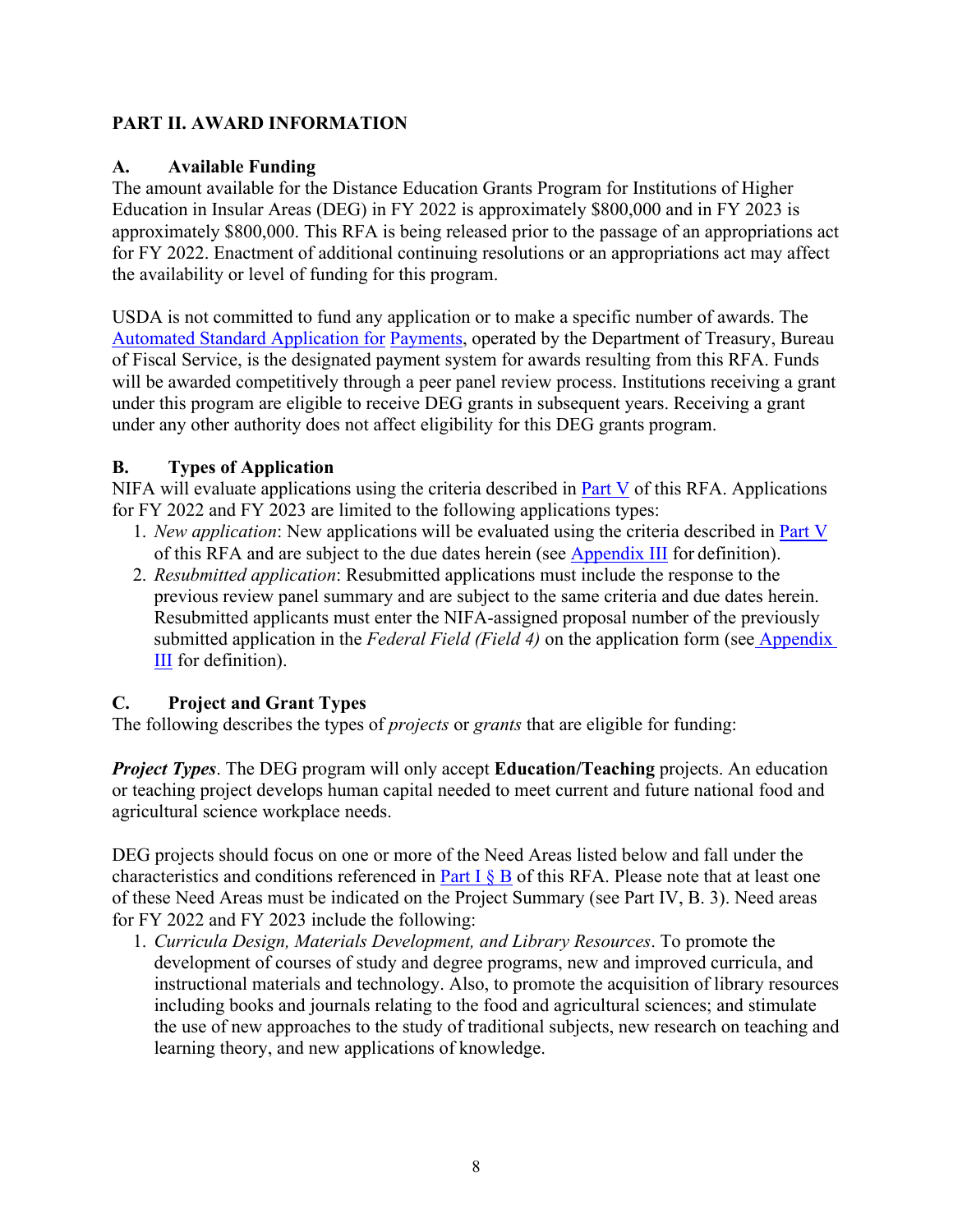## PART II. AWARD INFORMATION

### A. Available Funding

The amount available for the Distance Education Grants Program for Institutions of Higher Education in Insular Areas (DEG) in FY 2022 is approximately $800,000 and in FY 2023 is approximately $800,000. This RFA is being released prior to the passage of an appropriations act for FY 2022. Enactment of additional continuing resolutions or an appropriations act may affect the availability or level of funding for this program.

USDA is not committed to fund any application or to make a specific number of awards. The Automated Standard Application for Payments, operated by the Department of Treasury, Bureau of Fiscal Service, is the designated payment system for awards resulting from this RFA. Funds will be awarded competitively through a peer panel review process. Institutions receiving a grant under this program are eligible to receive DEG grants in subsequent years. Receiving a grant under any other authority does not affect eligibility for this DEG grants program.

### B. Types of Application

NIFA will evaluate applications using the criteria described in Part V of this RFA. Applications for FY 2022 and FY 2023 are limited to the following applications types:

1. *New application*: New applications will be evaluated using the criteria described in Part V of this RFA and are subject to the due dates herein (see Appendix III for definition).
2. *Resubmitted application*: Resubmitted applications must include the response to the previous review panel summary and are subject to the same criteria and due dates herein. Resubmitted applicants must enter the NIFA-assigned proposal number of the previously submitted application in the *Federal Field (Field 4)* on the application form (see Appendix III for definition).

### C. Project and Grant Types

The following describes the types of *projects* or *grants* that are eligible for funding:

***Project Types***. The DEG program will only accept **Education/Teaching** projects. An education or teaching project develops human capital needed to meet current and future national food and agricultural science workplace needs.

DEG projects should focus on one or more of the Need Areas listed below and fall under the characteristics and conditions referenced in Part I § B of this RFA. Please note that at least one of these Need Areas must be indicated on the Project Summary (see Part IV, B. 3). Need areas for FY 2022 and FY 2023 include the following:

1. *Curricula Design, Materials Development, and Library Resources*. To promote the development of courses of study and degree programs, new and improved curricula, and instructional materials and technology. Also, to promote the acquisition of library resources including books and journals relating to the food and agricultural sciences; and stimulate the use of new approaches to the study of traditional subjects, new research on teaching and learning theory, and new applications of knowledge.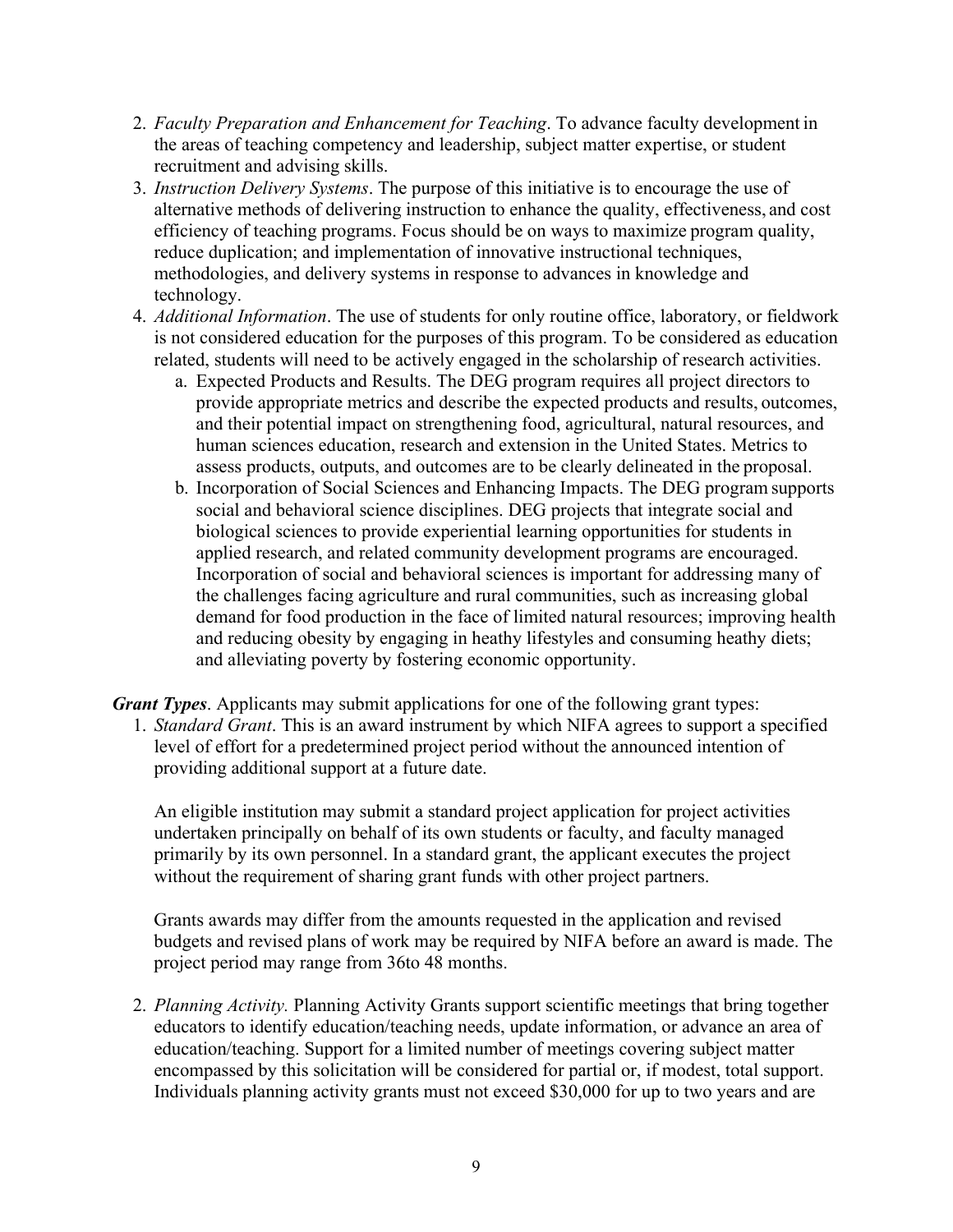2. *Faculty Preparation and Enhancement for Teaching*. To advance faculty development in the areas of teaching competency and leadership, subject matter expertise, or student recruitment and advising skills.
3. *Instruction Delivery Systems*. The purpose of this initiative is to encourage the use of alternative methods of delivering instruction to enhance the quality, effectiveness, and cost efficiency of teaching programs. Focus should be on ways to maximize program quality, reduce duplication; and implementation of innovative instructional techniques, methodologies, and delivery systems in response to advances in knowledge and technology.
4. *Additional Information*. The use of students for only routine office, laboratory, or fieldwork is not considered education for the purposes of this program. To be considered as education related, students will need to be actively engaged in the scholarship of research activities.
   a. Expected Products and Results. The DEG program requires all project directors to provide appropriate metrics and describe the expected products and results, outcomes, and their potential impact on strengthening food, agricultural, natural resources, and human sciences education, research and extension in the United States. Metrics to assess products, outputs, and outcomes are to be clearly delineated in the proposal.
   b. Incorporation of Social Sciences and Enhancing Impacts. The DEG program supports social and behavioral science disciplines. DEG projects that integrate social and biological sciences to provide experiential learning opportunities for students in applied research, and related community development programs are encouraged. Incorporation of social and behavioral sciences is important for addressing many of the challenges facing agriculture and rural communities, such as increasing global demand for food production in the face of limited natural resources; improving health and reducing obesity by engaging in heathy lifestyles and consuming heathy diets; and alleviating poverty by fostering economic opportunity.

***Grant Types***. Applicants may submit applications for one of the following grant types:

1. *Standard Grant*. This is an award instrument by which NIFA agrees to support a specified level of effort for a predetermined project period without the announced intention of providing additional support at a future date.

   An eligible institution may submit a standard project application for project activities undertaken principally on behalf of its own students or faculty, and faculty managed primarily by its own personnel. In a standard grant, the applicant executes the project without the requirement of sharing grant funds with other project partners.

   Grants awards may differ from the amounts requested in the application and revised budgets and revised plans of work may be required by NIFA before an award is made. The project period may range from 36to 48 months.

2. *Planning Activity.* Planning Activity Grants support scientific meetings that bring together educators to identify education/teaching needs, update information, or advance an area of education/teaching. Support for a limited number of meetings covering subject matter encompassed by this solicitation will be considered for partial or, if modest, total support. Individuals planning activity grants must not exceed $30,000 for up to two years and are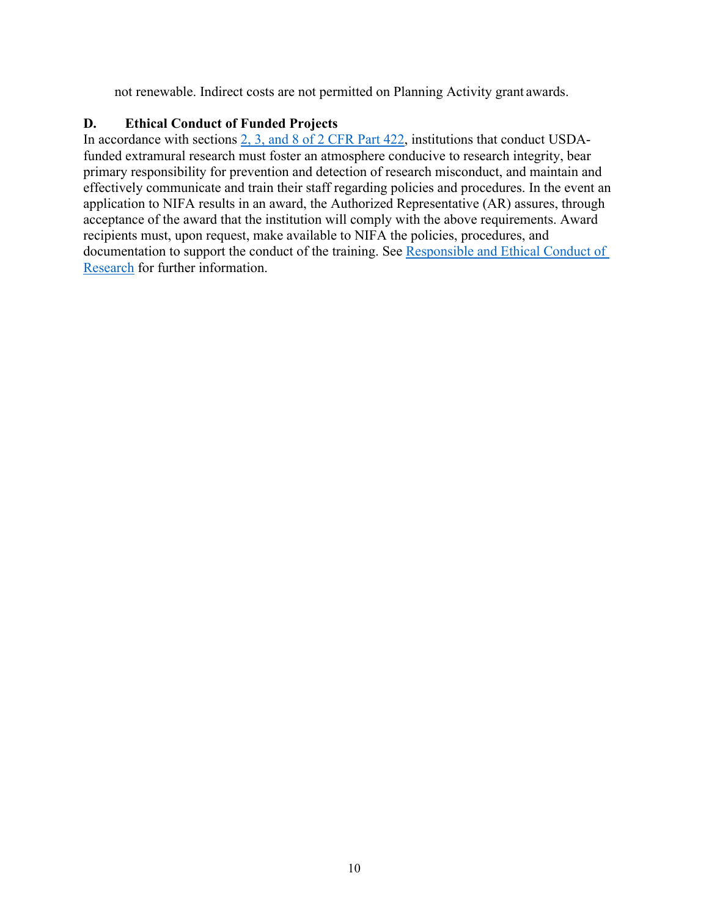not renewable. Indirect costs are not permitted on Planning Activity grant awards.

### D. Ethical Conduct of Funded Projects

In accordance with sections [2, 3, and 8 of 2 CFR Part 422](), institutions that conduct USDA-funded extramural research must foster an atmosphere conducive to research integrity, bear primary responsibility for prevention and detection of research misconduct, and maintain and effectively communicate and train their staff regarding policies and procedures. In the event an application to NIFA results in an award, the Authorized Representative (AR) assures, through acceptance of the award that the institution will comply with the above requirements. Award recipients must, upon request, make available to NIFA the policies, procedures, and documentation to support the conduct of the training. See [Responsible and Ethical Conduct of Research]() for further information.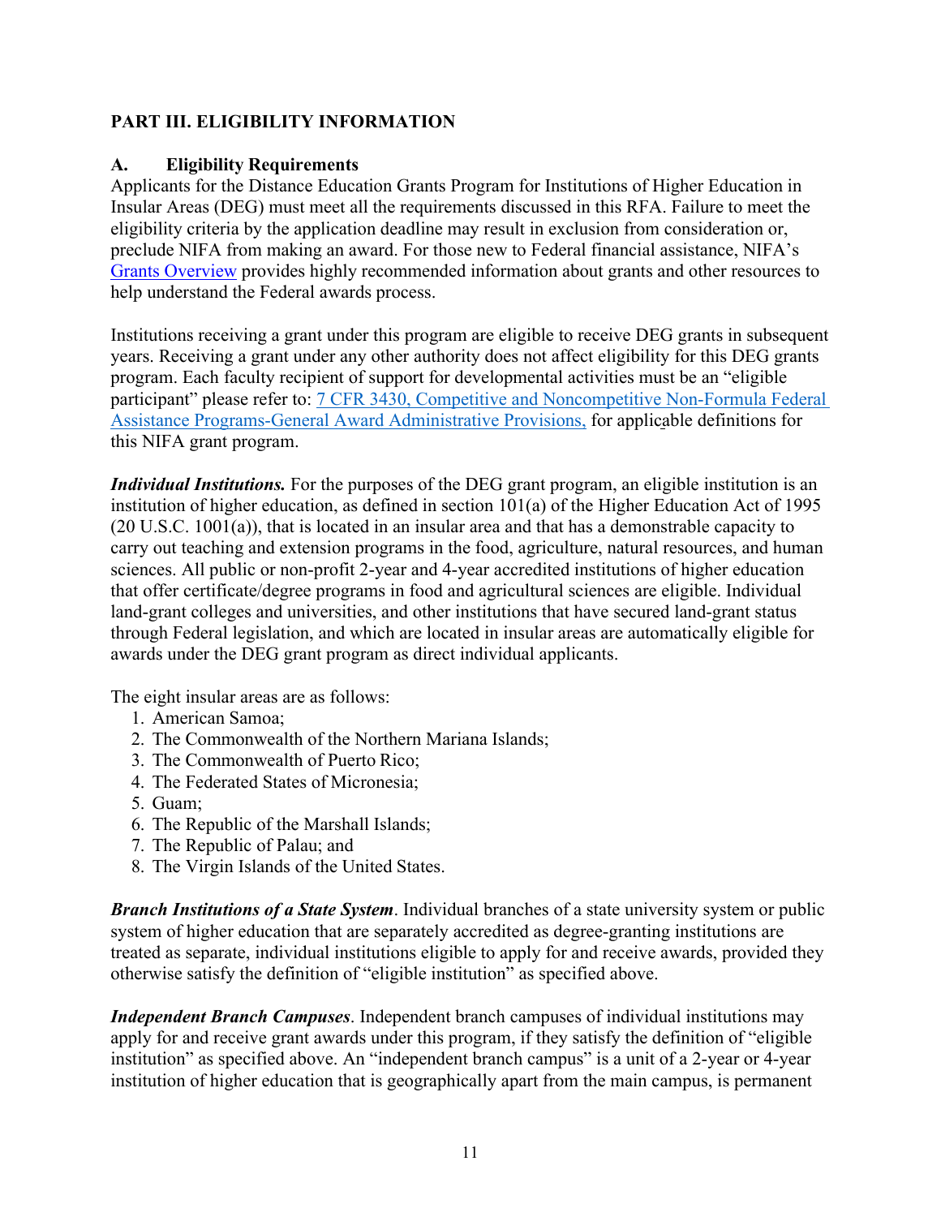## PART III. ELIGIBILITY INFORMATION

### A. Eligibility Requirements

Applicants for the Distance Education Grants Program for Institutions of Higher Education in Insular Areas (DEG) must meet all the requirements discussed in this RFA. Failure to meet the eligibility criteria by the application deadline may result in exclusion from consideration or, preclude NIFA from making an award. For those new to Federal financial assistance, NIFA's [Grants Overview](Grants Overview) provides highly recommended information about grants and other resources to help understand the Federal awards process.

Institutions receiving a grant under this program are eligible to receive DEG grants in subsequent years. Receiving a grant under any other authority does not affect eligibility for this DEG grants program. Each faculty recipient of support for developmental activities must be an "eligible participant" please refer to: [7 CFR 3430, Competitive and Noncompetitive Non-Formula Federal Assistance Programs-General Award Administrative Provisions,](7 CFR 3430, Competitive and Noncompetitive Non-Formula Federal Assistance Programs-General Award Administrative Provisions) for applicable definitions for this NIFA grant program.

***Individual Institutions.*** For the purposes of the DEG grant program, an eligible institution is an institution of higher education, as defined in section 101(a) of the Higher Education Act of 1995 (20 U.S.C. 1001(a)), that is located in an insular area and that has a demonstrable capacity to carry out teaching and extension programs in the food, agriculture, natural resources, and human sciences. All public or non-profit 2-year and 4-year accredited institutions of higher education that offer certificate/degree programs in food and agricultural sciences are eligible. Individual land-grant colleges and universities, and other institutions that have secured land-grant status through Federal legislation, and which are located in insular areas are automatically eligible for awards under the DEG grant program as direct individual applicants.

The eight insular areas are as follows:

1. American Samoa;
2. The Commonwealth of the Northern Mariana Islands;
3. The Commonwealth of Puerto Rico;
4. The Federated States of Micronesia;
5. Guam;
6. The Republic of the Marshall Islands;
7. The Republic of Palau; and
8. The Virgin Islands of the United States.

***Branch Institutions of a State System***. Individual branches of a state university system or public system of higher education that are separately accredited as degree-granting institutions are treated as separate, individual institutions eligible to apply for and receive awards, provided they otherwise satisfy the definition of "eligible institution" as specified above.

***Independent Branch Campuses***. Independent branch campuses of individual institutions may apply for and receive grant awards under this program, if they satisfy the definition of "eligible institution" as specified above. An "independent branch campus" is a unit of a 2-year or 4-year institution of higher education that is geographically apart from the main campus, is permanent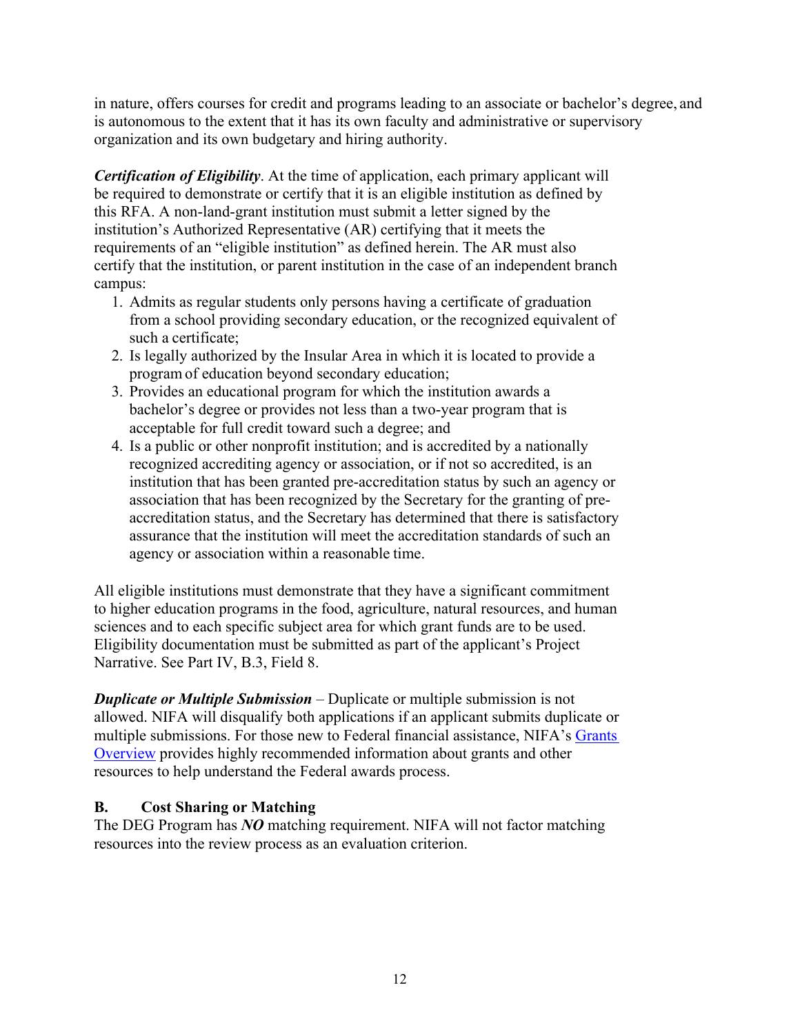in nature, offers courses for credit and programs leading to an associate or bachelor's degree, and is autonomous to the extent that it has its own faculty and administrative or supervisory organization and its own budgetary and hiring authority.

***Certification of Eligibility***. At the time of application, each primary applicant will be required to demonstrate or certify that it is an eligible institution as defined by this RFA. A non-land-grant institution must submit a letter signed by the institution's Authorized Representative (AR) certifying that it meets the requirements of an "eligible institution" as defined herein. The AR must also certify that the institution, or parent institution in the case of an independent branch campus:

1. Admits as regular students only persons having a certificate of graduation from a school providing secondary education, or the recognized equivalent of such a certificate;
2. Is legally authorized by the Insular Area in which it is located to provide a program of education beyond secondary education;
3. Provides an educational program for which the institution awards a bachelor's degree or provides not less than a two-year program that is acceptable for full credit toward such a degree; and
4. Is a public or other nonprofit institution; and is accredited by a nationally recognized accrediting agency or association, or if not so accredited, is an institution that has been granted pre-accreditation status by such an agency or association that has been recognized by the Secretary for the granting of pre-accreditation status, and the Secretary has determined that there is satisfactory assurance that the institution will meet the accreditation standards of such an agency or association within a reasonable time.

All eligible institutions must demonstrate that they have a significant commitment to higher education programs in the food, agriculture, natural resources, and human sciences and to each specific subject area for which grant funds are to be used. Eligibility documentation must be submitted as part of the applicant's Project Narrative. See Part IV, B.3, Field 8.

***Duplicate or Multiple Submission*** – Duplicate or multiple submission is not allowed. NIFA will disqualify both applications if an applicant submits duplicate or multiple submissions. For those new to Federal financial assistance, NIFA's Grants Overview provides highly recommended information about grants and other resources to help understand the Federal awards process.

### B. Cost Sharing or Matching

The DEG Program has ***NO*** matching requirement. NIFA will not factor matching resources into the review process as an evaluation criterion.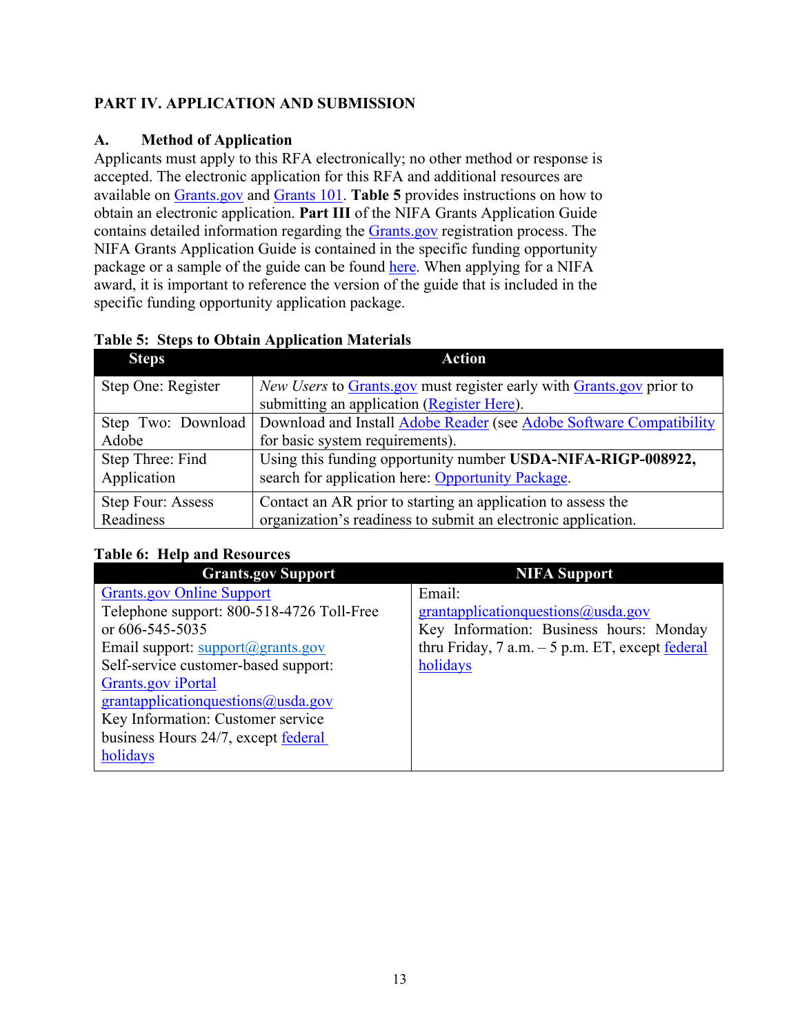## PART IV. APPLICATION AND SUBMISSION

### A. Method of Application

Applicants must apply to this RFA electronically; no other method or response is accepted. The electronic application for this RFA and additional resources are available on Grants.gov and Grants 101. **Table 5** provides instructions on how to obtain an electronic application. **Part III** of the NIFA Grants Application Guide contains detailed information regarding the Grants.gov registration process. The NIFA Grants Application Guide is contained in the specific funding opportunity package or a sample of the guide can be found here. When applying for a NIFA award, it is important to reference the version of the guide that is included in the specific funding opportunity application package.

**Table 5: Steps to Obtain Application Materials**

| Steps | Action |
|---|---|
| Step One: Register | *New Users* to Grants.gov must register early with Grants.gov prior to submitting an application (Register Here). |
| Step Two: Download Adobe | Download and Install Adobe Reader (see Adobe Software Compatibility for basic system requirements). |
| Step Three: Find Application | Using this funding opportunity number **USDA-NIFA-RIGP-008922,** search for application here: Opportunity Package. |
| Step Four: Assess Readiness | Contact an AR prior to starting an application to assess the organization's readiness to submit an electronic application. |

**Table 6: Help and Resources**

| Grants.gov Support | NIFA Support |
|---|---|
| Grants.gov Online Support<br>Telephone support: 800-518-4726 Toll-Free or 606-545-5035<br>Email support: support@grants.gov<br>Self-service customer-based support: Grants.gov iPortal<br>grantapplicationquestions@usda.gov<br>Key Information: Customer service business Hours 24/7, except federal holidays | Email:<br>grantapplicationquestions@usda.gov<br>Key Information: Business hours: Monday thru Friday, 7 a.m. – 5 p.m. ET, except federal holidays |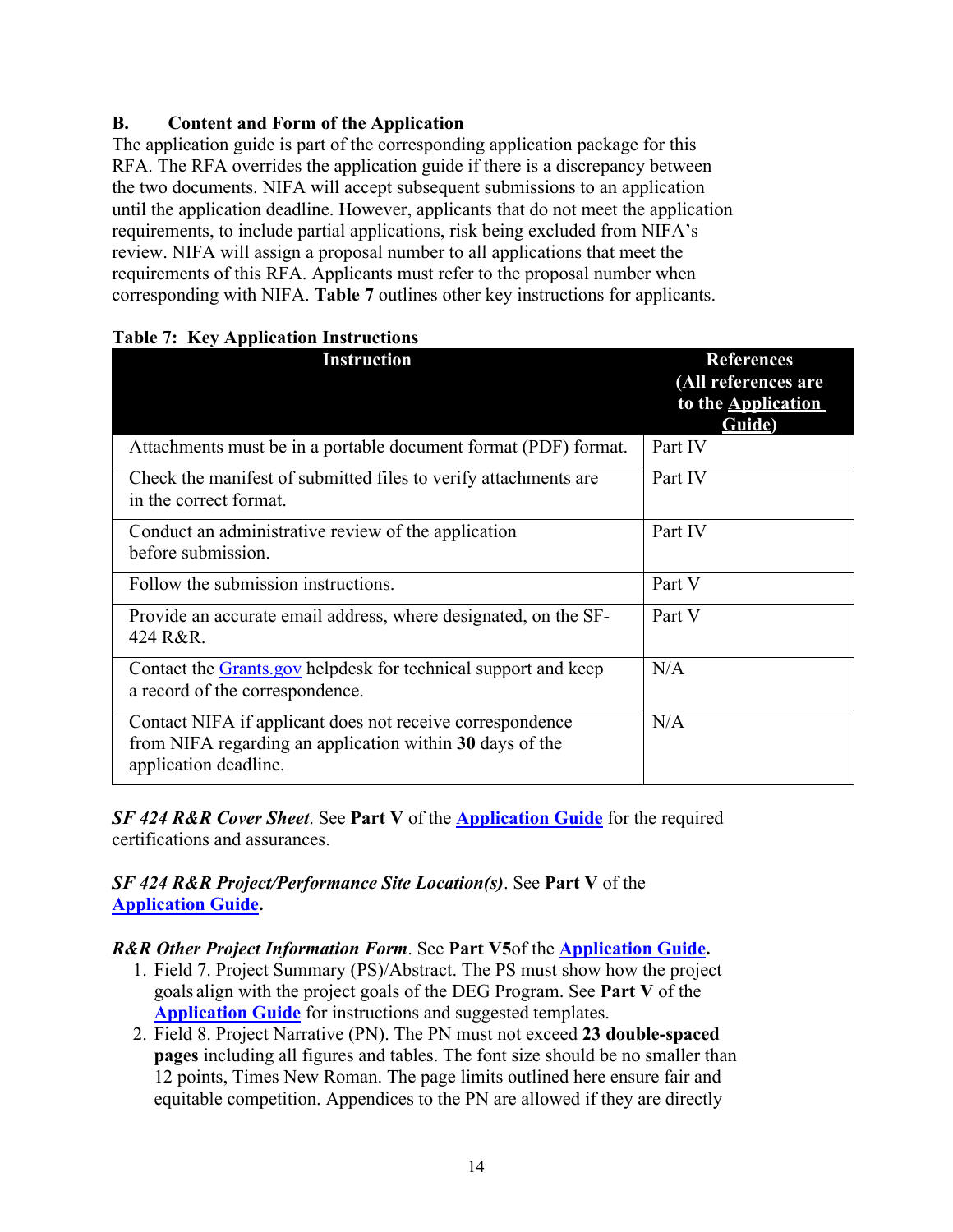## B. Content and Form of the Application

The application guide is part of the corresponding application package for this RFA. The RFA overrides the application guide if there is a discrepancy between the two documents. NIFA will accept subsequent submissions to an application until the application deadline. However, applicants that do not meet the application requirements, to include partial applications, risk being excluded from NIFA's review. NIFA will assign a proposal number to all applications that meet the requirements of this RFA. Applicants must refer to the proposal number when corresponding with NIFA. **Table 7** outlines other key instructions for applicants.

**Table 7: Key Application Instructions**

| Instruction | References (All references are to the Application Guide) |
|---|---|
| Attachments must be in a portable document format (PDF) format. | Part IV |
| Check the manifest of submitted files to verify attachments are in the correct format. | Part IV |
| Conduct an administrative review of the application before submission. | Part IV |
| Follow the submission instructions. | Part V |
| Provide an accurate email address, where designated, on the SF-424 R&R. | Part V |
| Contact the Grants.gov helpdesk for technical support and keep a record of the correspondence. | N/A |
| Contact NIFA if applicant does not receive correspondence from NIFA regarding an application within **30** days of the application deadline. | N/A |

***SF 424 R&R Cover Sheet***. See **Part V** of the **Application Guide** for the required certifications and assurances.

***SF 424 R&R Project/Performance Site Location(s)***. See **Part V** of the **Application Guide.**

***R&R Other Project Information Form***. See **Part V5**of the **Application Guide.**

1. Field 7. Project Summary (PS)/Abstract. The PS must show how the project goals align with the project goals of the DEG Program. See **Part V** of the **Application Guide** for instructions and suggested templates.
2. Field 8. Project Narrative (PN). The PN must not exceed **23 double-spaced pages** including all figures and tables. The font size should be no smaller than 12 points, Times New Roman. The page limits outlined here ensure fair and equitable competition. Appendices to the PN are allowed if they are directly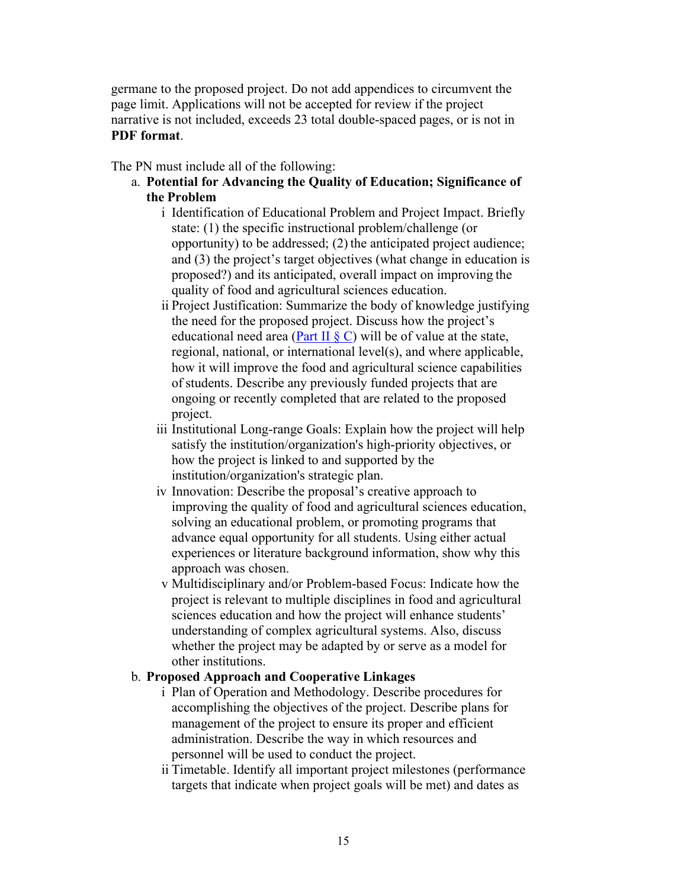germane to the proposed project. Do not add appendices to circumvent the page limit. Applications will not be accepted for review if the project narrative is not included, exceeds 23 total double-spaced pages, or is not in **PDF format**.

The PN must include all of the following:

a. **Potential for Advancing the Quality of Education; Significance of the Problem**
   - i Identification of Educational Problem and Project Impact. Briefly state: (1) the specific instructional problem/challenge (or opportunity) to be addressed; (2) the anticipated project audience; and (3) the project's target objectives (what change in education is proposed?) and its anticipated, overall impact on improving the quality of food and agricultural sciences education.
   - ii Project Justification: Summarize the body of knowledge justifying the need for the proposed project. Discuss how the project's educational need area (Part II § C) will be of value at the state, regional, national, or international level(s), and where applicable, how it will improve the food and agricultural science capabilities of students. Describe any previously funded projects that are ongoing or recently completed that are related to the proposed project.
   - iii Institutional Long-range Goals: Explain how the project will help satisfy the institution/organization's high-priority objectives, or how the project is linked to and supported by the institution/organization's strategic plan.
   - iv Innovation: Describe the proposal's creative approach to improving the quality of food and agricultural sciences education, solving an educational problem, or promoting programs that advance equal opportunity for all students. Using either actual experiences or literature background information, show why this approach was chosen.
   - v Multidisciplinary and/or Problem-based Focus: Indicate how the project is relevant to multiple disciplines in food and agricultural sciences education and how the project will enhance students' understanding of complex agricultural systems. Also, discuss whether the project may be adapted by or serve as a model for other institutions.

b. **Proposed Approach and Cooperative Linkages**
   - i Plan of Operation and Methodology. Describe procedures for accomplishing the objectives of the project. Describe plans for management of the project to ensure its proper and efficient administration. Describe the way in which resources and personnel will be used to conduct the project.
   - ii Timetable. Identify all important project milestones (performance targets that indicate when project goals will be met) and dates as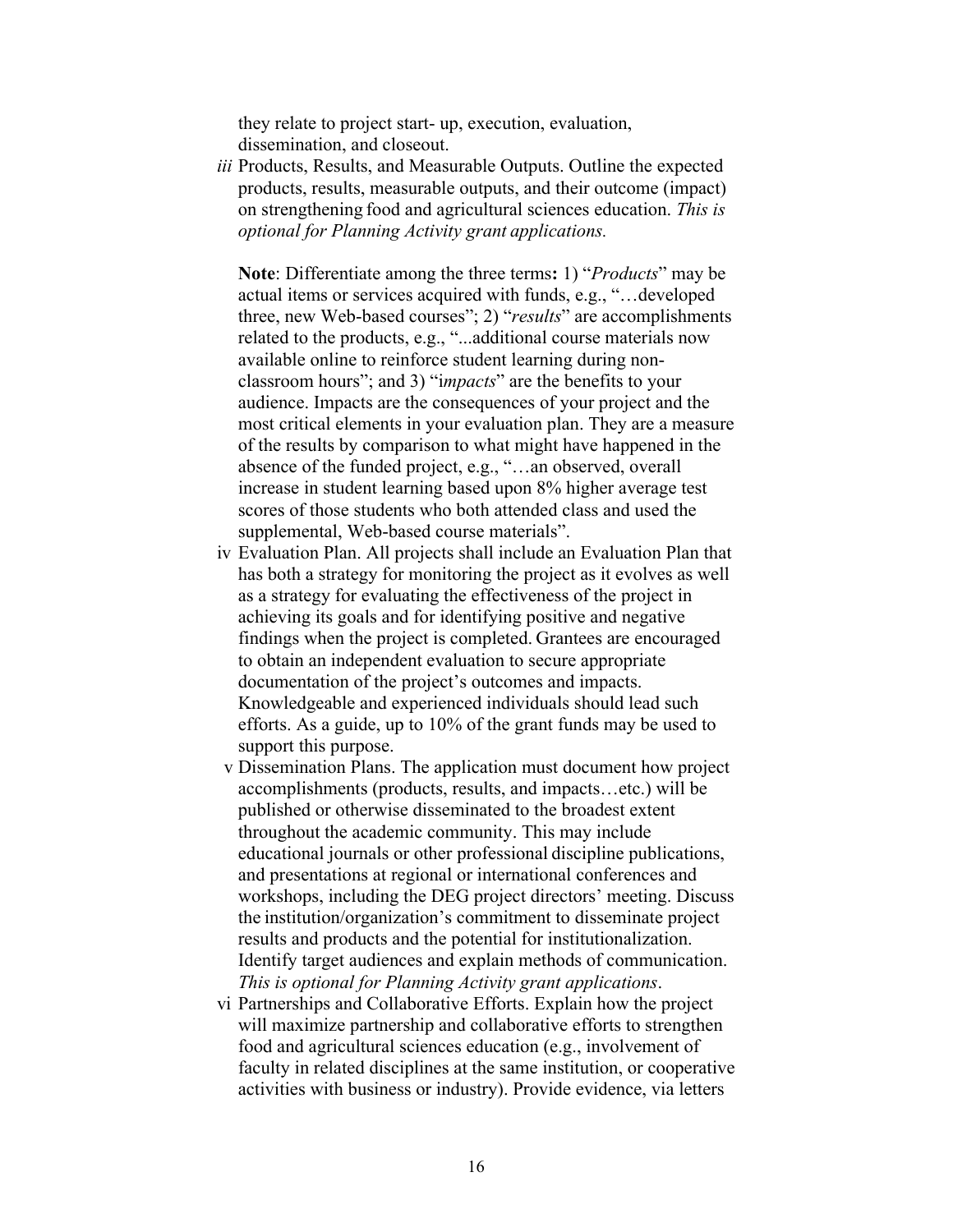they relate to project start- up, execution, evaluation, dissemination, and closeout.

*iii* Products, Results, and Measurable Outputs. Outline the expected products, results, measurable outputs, and their outcome (impact) on strengthening food and agricultural sciences education. *This is optional for Planning Activity grant applications.*

**Note**: Differentiate among the three terms**:** 1) "*Products*" may be actual items or services acquired with funds, e.g., "…developed three, new Web-based courses"; 2) "*results*" are accomplishments related to the products, e.g., "...additional course materials now available online to reinforce student learning during non-classroom hours"; and 3) "i*mpacts*" are the benefits to your audience. Impacts are the consequences of your project and the most critical elements in your evaluation plan. They are a measure of the results by comparison to what might have happened in the absence of the funded project, e.g., "…an observed, overall increase in student learning based upon 8% higher average test scores of those students who both attended class and used the supplemental, Web-based course materials".

iv Evaluation Plan. All projects shall include an Evaluation Plan that has both a strategy for monitoring the project as it evolves as well as a strategy for evaluating the effectiveness of the project in achieving its goals and for identifying positive and negative findings when the project is completed. Grantees are encouraged to obtain an independent evaluation to secure appropriate documentation of the project's outcomes and impacts. Knowledgeable and experienced individuals should lead such efforts. As a guide, up to 10% of the grant funds may be used to support this purpose.

v Dissemination Plans. The application must document how project accomplishments (products, results, and impacts…etc.) will be published or otherwise disseminated to the broadest extent throughout the academic community. This may include educational journals or other professional discipline publications, and presentations at regional or international conferences and workshops, including the DEG project directors' meeting. Discuss the institution/organization's commitment to disseminate project results and products and the potential for institutionalization. Identify target audiences and explain methods of communication. *This is optional for Planning Activity grant applications*.

vi Partnerships and Collaborative Efforts. Explain how the project will maximize partnership and collaborative efforts to strengthen food and agricultural sciences education (e.g., involvement of faculty in related disciplines at the same institution, or cooperative activities with business or industry). Provide evidence, via letters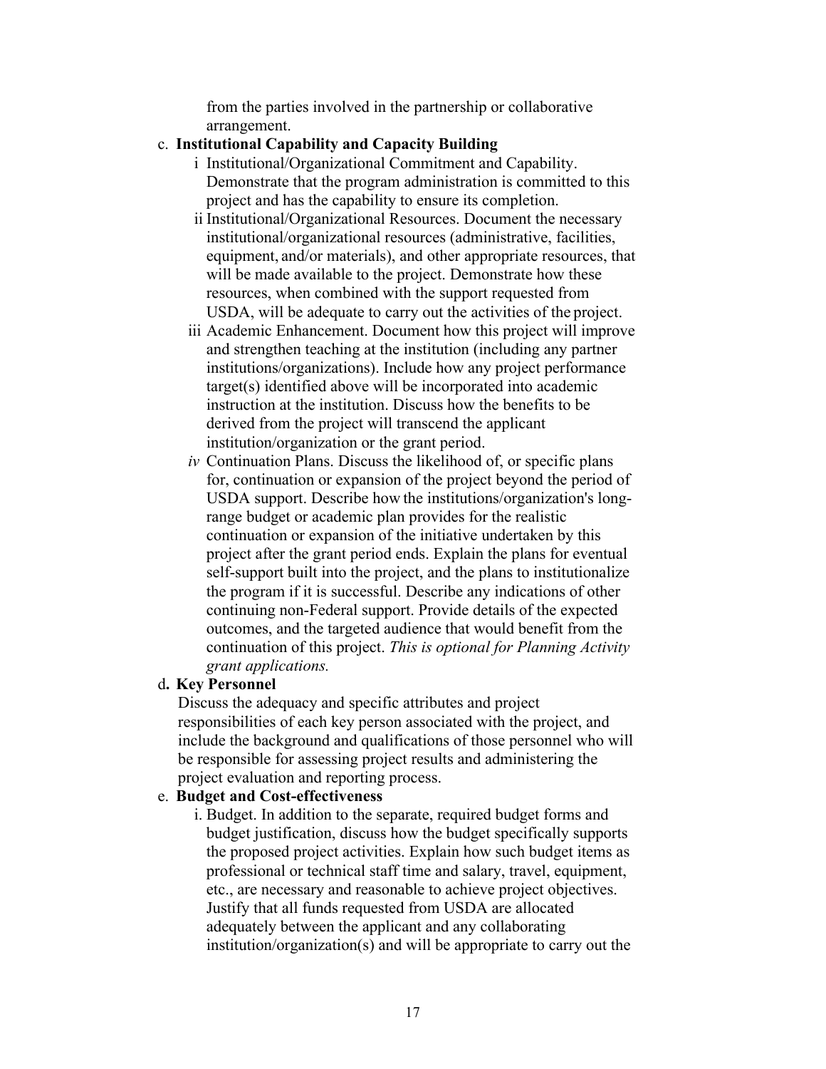from the parties involved in the partnership or collaborative arrangement.

c. **Institutional Capability and Capacity Building**

   i Institutional/Organizational Commitment and Capability. Demonstrate that the program administration is committed to this project and has the capability to ensure its completion.

   ii Institutional/Organizational Resources. Document the necessary institutional/organizational resources (administrative, facilities, equipment, and/or materials), and other appropriate resources, that will be made available to the project. Demonstrate how these resources, when combined with the support requested from USDA, will be adequate to carry out the activities of the project.

   iii Academic Enhancement. Document how this project will improve and strengthen teaching at the institution (including any partner institutions/organizations). Include how any project performance target(s) identified above will be incorporated into academic instruction at the institution. Discuss how the benefits to be derived from the project will transcend the applicant institution/organization or the grant period.

   *iv* Continuation Plans. Discuss the likelihood of, or specific plans for, continuation or expansion of the project beyond the period of USDA support. Describe how the institutions/organization's long-range budget or academic plan provides for the realistic continuation or expansion of the initiative undertaken by this project after the grant period ends. Explain the plans for eventual self-support built into the project, and the plans to institutionalize the program if it is successful. Describe any indications of other continuing non-Federal support. Provide details of the expected outcomes, and the targeted audience that would benefit from the continuation of this project. *This is optional for Planning Activity grant applications.*

d**. Key Personnel**

   Discuss the adequacy and specific attributes and project responsibilities of each key person associated with the project, and include the background and qualifications of those personnel who will be responsible for assessing project results and administering the project evaluation and reporting process.

e. **Budget and Cost-effectiveness**

   i. Budget. In addition to the separate, required budget forms and budget justification, discuss how the budget specifically supports the proposed project activities. Explain how such budget items as professional or technical staff time and salary, travel, equipment, etc., are necessary and reasonable to achieve project objectives. Justify that all funds requested from USDA are allocated adequately between the applicant and any collaborating institution/organization(s) and will be appropriate to carry out the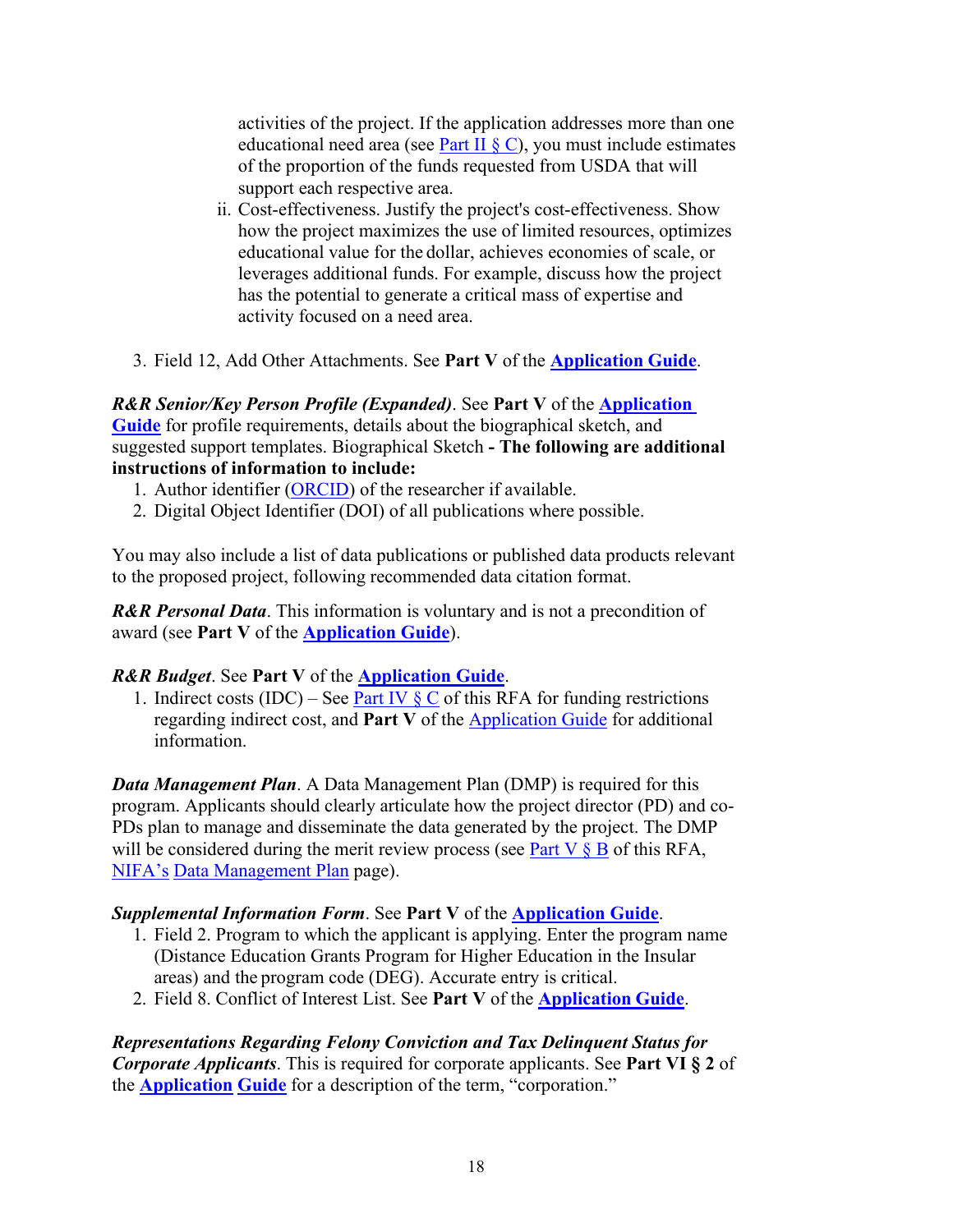activities of the project. If the application addresses more than one educational need area (see Part II § C), you must include estimates of the proportion of the funds requested from USDA that will support each respective area.

   ii. Cost-effectiveness. Justify the project's cost-effectiveness. Show how the project maximizes the use of limited resources, optimizes educational value for the dollar, achieves economies of scale, or leverages additional funds. For example, discuss how the project has the potential to generate a critical mass of expertise and activity focused on a need area.

3. Field 12, Add Other Attachments. See **Part V** of the **Application Guide**.

***R&R Senior/Key Person Profile (Expanded)***. See **Part V** of the **Application Guide** for profile requirements, details about the biographical sketch, and suggested support templates. Biographical Sketch **- The following are additional instructions of information to include:**

1. Author identifier (ORCID) of the researcher if available.
2. Digital Object Identifier (DOI) of all publications where possible.

You may also include a list of data publications or published data products relevant to the proposed project, following recommended data citation format.

***R&R Personal Data***. This information is voluntary and is not a precondition of award (see **Part V** of the **Application Guide**).

***R&R Budget***. See **Part V** of the **Application Guide**.

1. Indirect costs (IDC) – See Part IV § C of this RFA for funding restrictions regarding indirect cost, and **Part V** of the Application Guide for additional information.

***Data Management Plan***. A Data Management Plan (DMP) is required for this program. Applicants should clearly articulate how the project director (PD) and co-PDs plan to manage and disseminate the data generated by the project. The DMP will be considered during the merit review process (see Part V § B of this RFA, NIFA's Data Management Plan page).

***Supplemental Information Form***. See **Part V** of the **Application Guide**.

1. Field 2. Program to which the applicant is applying. Enter the program name (Distance Education Grants Program for Higher Education in the Insular areas) and the program code (DEG). Accurate entry is critical.
2. Field 8. Conflict of Interest List. See **Part V** of the **Application Guide**.

***Representations Regarding Felony Conviction and Tax Delinquent Status for Corporate Applicants***. This is required for corporate applicants. See **Part VI § 2** of the **Application Guide** for a description of the term, "corporation."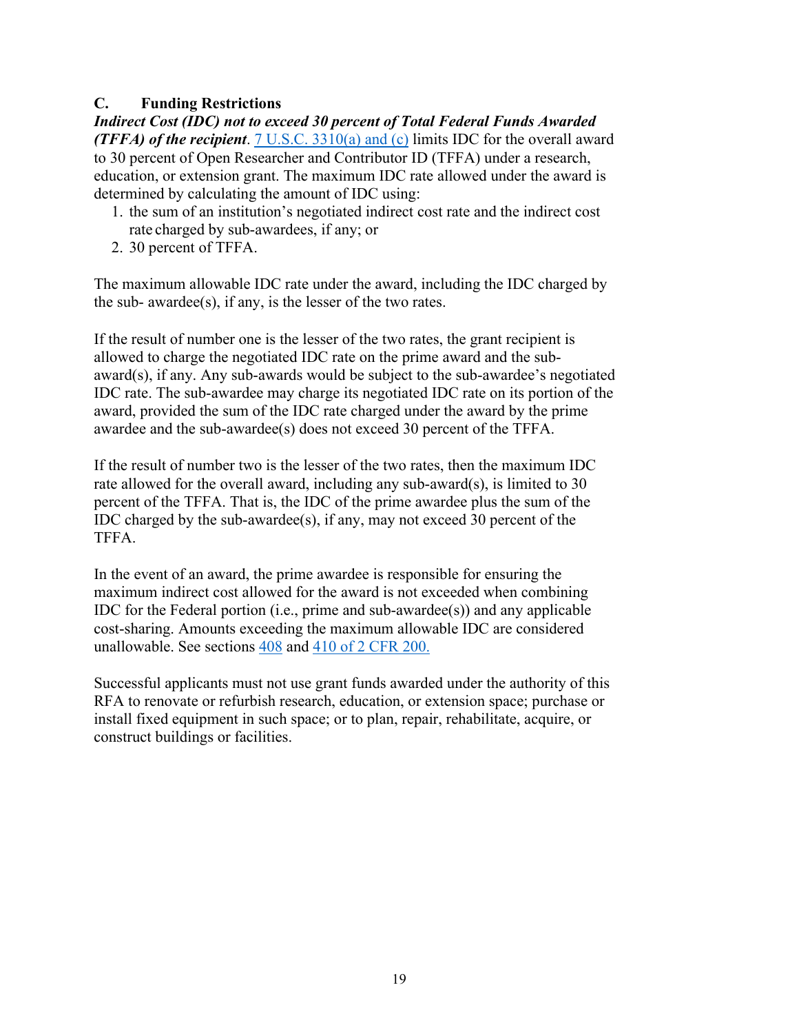## C. Funding Restrictions

***Indirect Cost (IDC) not to exceed 30 percent of Total Federal Funds Awarded (TFFA) of the recipient***. 7 U.S.C. 3310(a) and (c) limits IDC for the overall award to 30 percent of Open Researcher and Contributor ID (TFFA) under a research, education, or extension grant. The maximum IDC rate allowed under the award is determined by calculating the amount of IDC using:

1. the sum of an institution's negotiated indirect cost rate and the indirect cost rate charged by sub-awardees, if any; or
2. 30 percent of TFFA.

The maximum allowable IDC rate under the award, including the IDC charged by the sub- awardee(s), if any, is the lesser of the two rates.

If the result of number one is the lesser of the two rates, the grant recipient is allowed to charge the negotiated IDC rate on the prime award and the sub-award(s), if any. Any sub-awards would be subject to the sub-awardee's negotiated IDC rate. The sub-awardee may charge its negotiated IDC rate on its portion of the award, provided the sum of the IDC rate charged under the award by the prime awardee and the sub-awardee(s) does not exceed 30 percent of the TFFA.

If the result of number two is the lesser of the two rates, then the maximum IDC rate allowed for the overall award, including any sub-award(s), is limited to 30 percent of the TFFA. That is, the IDC of the prime awardee plus the sum of the IDC charged by the sub-awardee(s), if any, may not exceed 30 percent of the TFFA.

In the event of an award, the prime awardee is responsible for ensuring the maximum indirect cost allowed for the award is not exceeded when combining IDC for the Federal portion (i.e., prime and sub-awardee(s)) and any applicable cost-sharing. Amounts exceeding the maximum allowable IDC are considered unallowable. See sections 408 and 410 of 2 CFR 200.

Successful applicants must not use grant funds awarded under the authority of this RFA to renovate or refurbish research, education, or extension space; purchase or install fixed equipment in such space; or to plan, repair, rehabilitate, acquire, or construct buildings or facilities.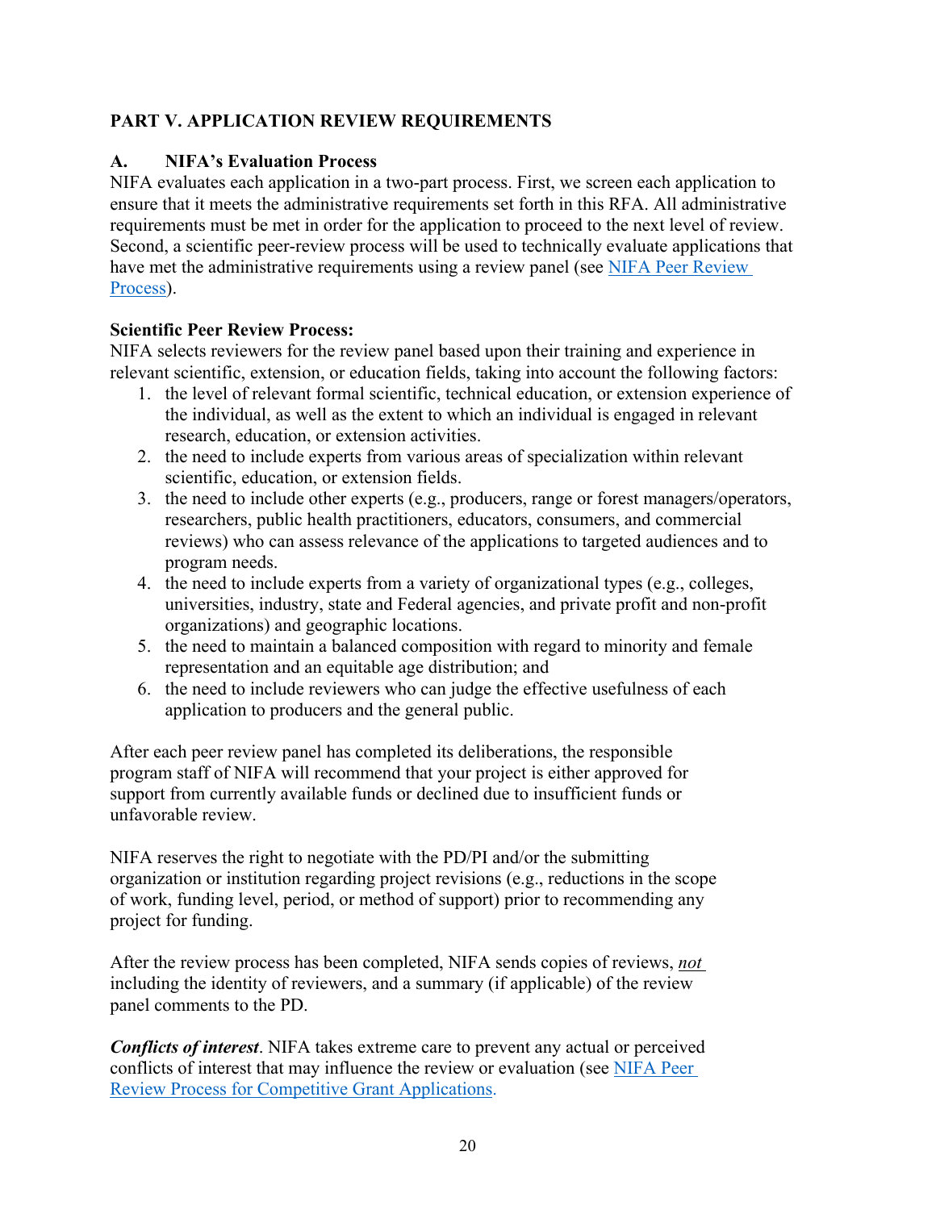## PART V. APPLICATION REVIEW REQUIREMENTS

### A. NIFA's Evaluation Process

NIFA evaluates each application in a two-part process. First, we screen each application to ensure that it meets the administrative requirements set forth in this RFA. All administrative requirements must be met in order for the application to proceed to the next level of review. Second, a scientific peer-review process will be used to technically evaluate applications that have met the administrative requirements using a review panel (see [NIFA Peer Review Process](#)).

**Scientific Peer Review Process:**

NIFA selects reviewers for the review panel based upon their training and experience in relevant scientific, extension, or education fields, taking into account the following factors:

1. the level of relevant formal scientific, technical education, or extension experience of the individual, as well as the extent to which an individual is engaged in relevant research, education, or extension activities.
2. the need to include experts from various areas of specialization within relevant scientific, education, or extension fields.
3. the need to include other experts (e.g., producers, range or forest managers/operators, researchers, public health practitioners, educators, consumers, and commercial reviews) who can assess relevance of the applications to targeted audiences and to program needs.
4. the need to include experts from a variety of organizational types (e.g., colleges, universities, industry, state and Federal agencies, and private profit and non-profit organizations) and geographic locations.
5. the need to maintain a balanced composition with regard to minority and female representation and an equitable age distribution; and
6. the need to include reviewers who can judge the effective usefulness of each application to producers and the general public.

After each peer review panel has completed its deliberations, the responsible program staff of NIFA will recommend that your project is either approved for support from currently available funds or declined due to insufficient funds or unfavorable review.

NIFA reserves the right to negotiate with the PD/PI and/or the submitting organization or institution regarding project revisions (e.g., reductions in the scope of work, funding level, period, or method of support) prior to recommending any project for funding.

After the review process has been completed, NIFA sends copies of reviews, ***not*** including the identity of reviewers, and a summary (if applicable) of the review panel comments to the PD.

***Conflicts of interest***. NIFA takes extreme care to prevent any actual or perceived conflicts of interest that may influence the review or evaluation (see [NIFA Peer Review Process for Competitive Grant Applications](#).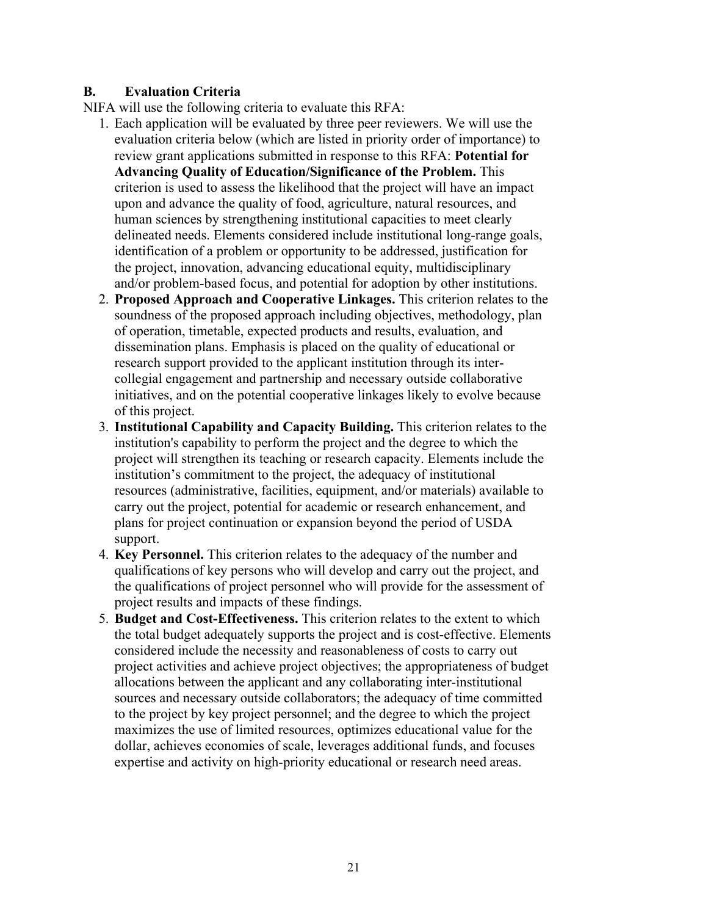### B. Evaluation Criteria

NIFA will use the following criteria to evaluate this RFA:

1. Each application will be evaluated by three peer reviewers. We will use the evaluation criteria below (which are listed in priority order of importance) to review grant applications submitted in response to this RFA: **Potential for Advancing Quality of Education/Significance of the Problem.** This criterion is used to assess the likelihood that the project will have an impact upon and advance the quality of food, agriculture, natural resources, and human sciences by strengthening institutional capacities to meet clearly delineated needs. Elements considered include institutional long-range goals, identification of a problem or opportunity to be addressed, justification for the project, innovation, advancing educational equity, multidisciplinary and/or problem-based focus, and potential for adoption by other institutions.
2. **Proposed Approach and Cooperative Linkages.** This criterion relates to the soundness of the proposed approach including objectives, methodology, plan of operation, timetable, expected products and results, evaluation, and dissemination plans. Emphasis is placed on the quality of educational or research support provided to the applicant institution through its inter-collegial engagement and partnership and necessary outside collaborative initiatives, and on the potential cooperative linkages likely to evolve because of this project.
3. **Institutional Capability and Capacity Building.** This criterion relates to the institution's capability to perform the project and the degree to which the project will strengthen its teaching or research capacity. Elements include the institution's commitment to the project, the adequacy of institutional resources (administrative, facilities, equipment, and/or materials) available to carry out the project, potential for academic or research enhancement, and plans for project continuation or expansion beyond the period of USDA support.
4. **Key Personnel.** This criterion relates to the adequacy of the number and qualifications of key persons who will develop and carry out the project, and the qualifications of project personnel who will provide for the assessment of project results and impacts of these findings.
5. **Budget and Cost-Effectiveness.** This criterion relates to the extent to which the total budget adequately supports the project and is cost-effective. Elements considered include the necessity and reasonableness of costs to carry out project activities and achieve project objectives; the appropriateness of budget allocations between the applicant and any collaborating inter-institutional sources and necessary outside collaborators; the adequacy of time committed to the project by key project personnel; and the degree to which the project maximizes the use of limited resources, optimizes educational value for the dollar, achieves economies of scale, leverages additional funds, and focuses expertise and activity on high-priority educational or research need areas.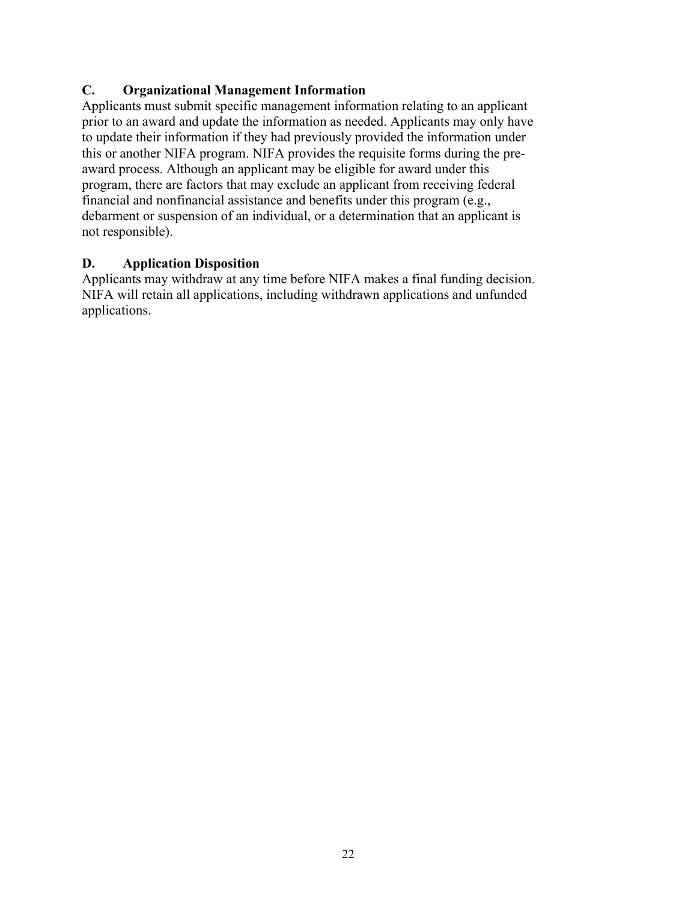### C. Organizational Management Information

Applicants must submit specific management information relating to an applicant prior to an award and update the information as needed. Applicants may only have to update their information if they had previously provided the information under this or another NIFA program. NIFA provides the requisite forms during the pre-award process. Although an applicant may be eligible for award under this program, there are factors that may exclude an applicant from receiving federal financial and nonfinancial assistance and benefits under this program (e.g., debarment or suspension of an individual, or a determination that an applicant is not responsible).

### D. Application Disposition

Applicants may withdraw at any time before NIFA makes a final funding decision. NIFA will retain all applications, including withdrawn applications and unfunded applications.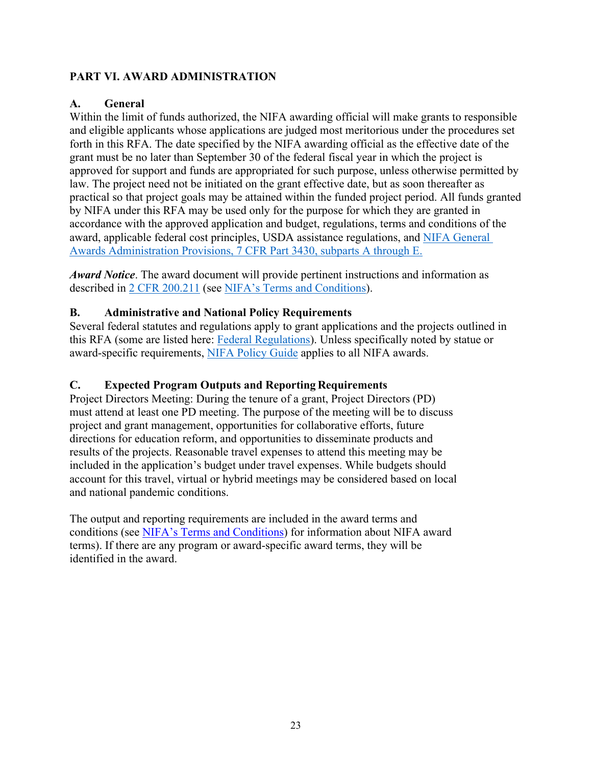# PART VI. AWARD ADMINISTRATION

## A. General

Within the limit of funds authorized, the NIFA awarding official will make grants to responsible and eligible applicants whose applications are judged most meritorious under the procedures set forth in this RFA. The date specified by the NIFA awarding official as the effective date of the grant must be no later than September 30 of the federal fiscal year in which the project is approved for support and funds are appropriated for such purpose, unless otherwise permitted by law. The project need not be initiated on the grant effective date, but as soon thereafter as practical so that project goals may be attained within the funded project period. All funds granted by NIFA under this RFA may be used only for the purpose for which they are granted in accordance with the approved application and budget, regulations, terms and conditions of the award, applicable federal cost principles, USDA assistance regulations, and NIFA General Awards Administration Provisions, 7 CFR Part 3430, subparts A through E.

***Award Notice***. The award document will provide pertinent instructions and information as described in 2 CFR 200.211 (see NIFA's Terms and Conditions).

## B. Administrative and National Policy Requirements

Several federal statutes and regulations apply to grant applications and the projects outlined in this RFA (some are listed here: Federal Regulations). Unless specifically noted by statue or award-specific requirements, NIFA Policy Guide applies to all NIFA awards.

## C. Expected Program Outputs and Reporting Requirements

Project Directors Meeting: During the tenure of a grant, Project Directors (PD) must attend at least one PD meeting. The purpose of the meeting will be to discuss project and grant management, opportunities for collaborative efforts, future directions for education reform, and opportunities to disseminate products and results of the projects. Reasonable travel expenses to attend this meeting may be included in the application's budget under travel expenses. While budgets should account for this travel, virtual or hybrid meetings may be considered based on local and national pandemic conditions.

The output and reporting requirements are included in the award terms and conditions (see NIFA's Terms and Conditions) for information about NIFA award terms). If there are any program or award-specific award terms, they will be identified in the award.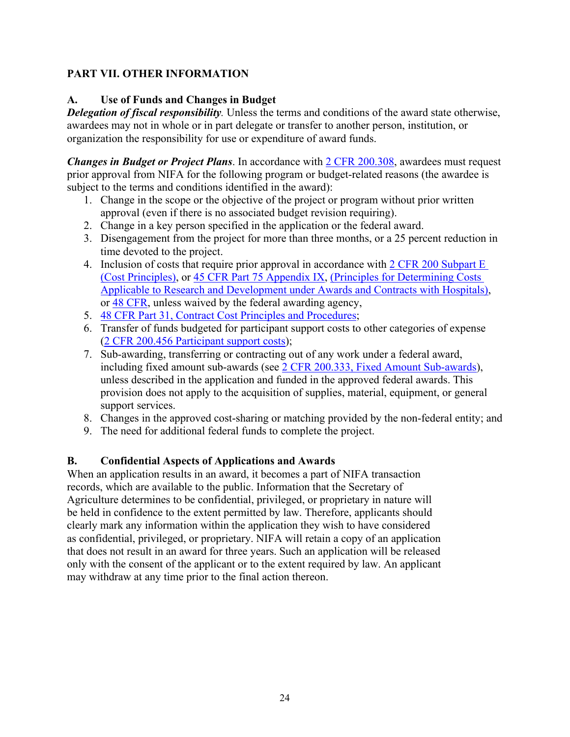## PART VII. OTHER INFORMATION

### A. Use of Funds and Changes in Budget

***Delegation of fiscal responsibility***. Unless the terms and conditions of the award state otherwise, awardees may not in whole or in part delegate or transfer to another person, institution, or organization the responsibility for use or expenditure of award funds.

***Changes in Budget or Project Plans***. In accordance with 2 CFR 200.308, awardees must request prior approval from NIFA for the following program or budget-related reasons (the awardee is subject to the terms and conditions identified in the award):

1. Change in the scope or the objective of the project or program without prior written approval (even if there is no associated budget revision requiring).
2. Change in a key person specified in the application or the federal award.
3. Disengagement from the project for more than three months, or a 25 percent reduction in time devoted to the project.
4. Inclusion of costs that require prior approval in accordance with 2 CFR 200 Subpart E (Cost Principles), or 45 CFR Part 75 Appendix IX, (Principles for Determining Costs Applicable to Research and Development under Awards and Contracts with Hospitals), or 48 CFR, unless waived by the federal awarding agency,
5. 48 CFR Part 31, Contract Cost Principles and Procedures;
6. Transfer of funds budgeted for participant support costs to other categories of expense (2 CFR 200.456 Participant support costs);
7. Sub-awarding, transferring or contracting out of any work under a federal award, including fixed amount sub-awards (see 2 CFR 200.333, Fixed Amount Sub-awards), unless described in the application and funded in the approved federal awards. This provision does not apply to the acquisition of supplies, material, equipment, or general support services.
8. Changes in the approved cost-sharing or matching provided by the non-federal entity; and
9. The need for additional federal funds to complete the project.

### B. Confidential Aspects of Applications and Awards

When an application results in an award, it becomes a part of NIFA transaction records, which are available to the public. Information that the Secretary of Agriculture determines to be confidential, privileged, or proprietary in nature will be held in confidence to the extent permitted by law. Therefore, applicants should clearly mark any information within the application they wish to have considered as confidential, privileged, or proprietary. NIFA will retain a copy of an application that does not result in an award for three years. Such an application will be released only with the consent of the applicant or to the extent required by law. An applicant may withdraw at any time prior to the final action thereon.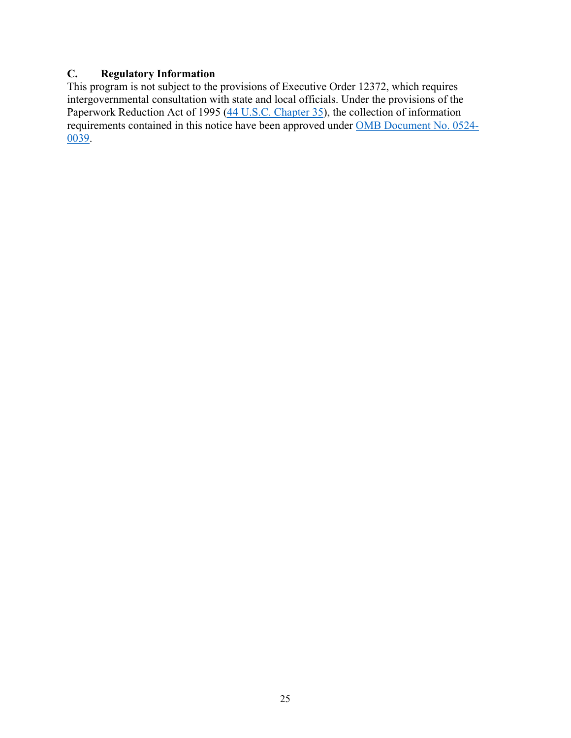### C. Regulatory Information

This program is not subject to the provisions of Executive Order 12372, which requires intergovernmental consultation with state and local officials. Under the provisions of the Paperwork Reduction Act of 1995 (44 U.S.C. Chapter 35), the collection of information requirements contained in this notice have been approved under OMB Document No. 0524-0039.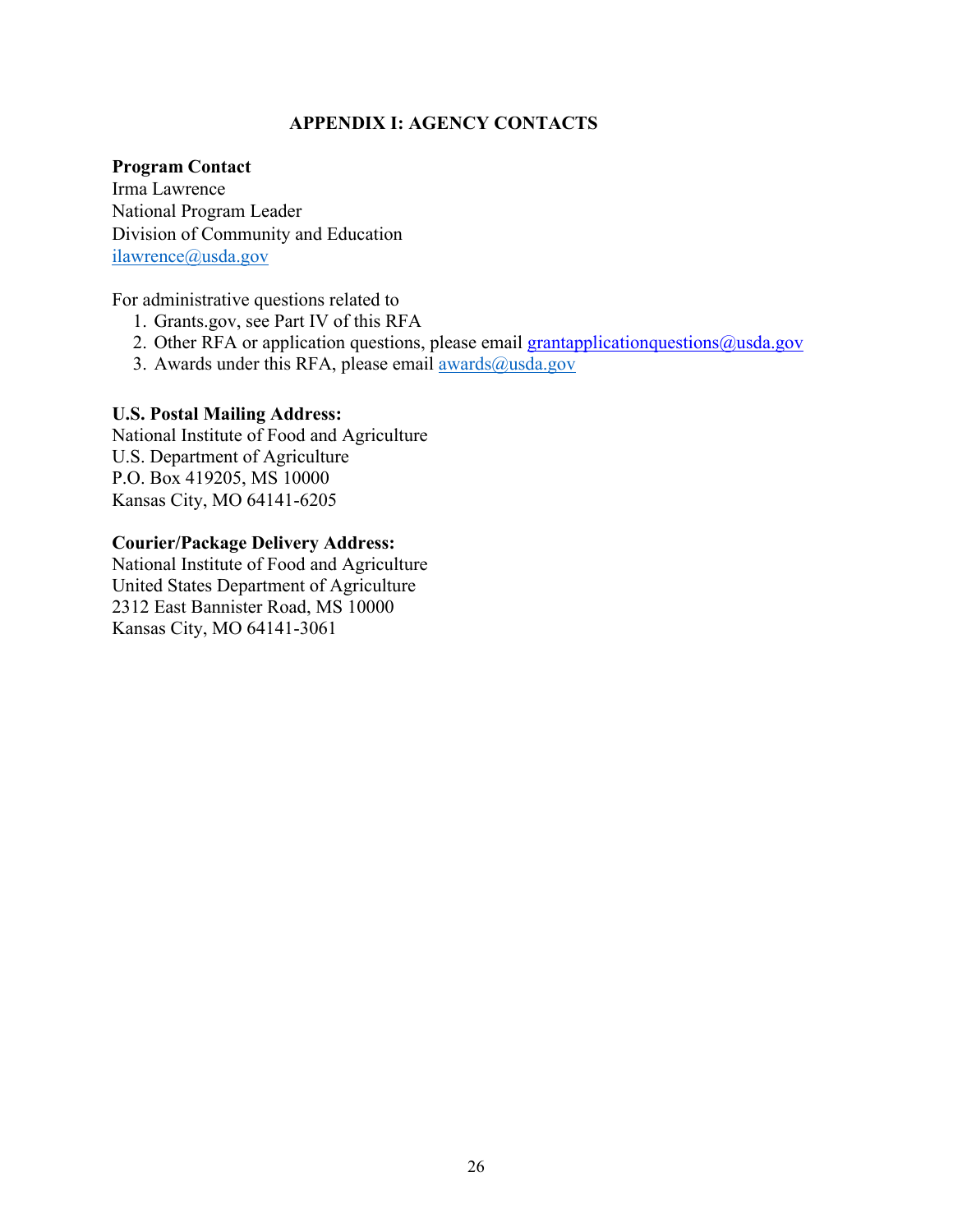## APPENDIX I: AGENCY CONTACTS

**Program Contact**
Irma Lawrence
National Program Leader
Division of Community and Education
ilawrence@usda.gov

For administrative questions related to

1. Grants.gov, see Part IV of this RFA
2. Other RFA or application questions, please email grantapplicationquestions@usda.gov
3. Awards under this RFA, please email awards@usda.gov

**U.S. Postal Mailing Address:**
National Institute of Food and Agriculture
U.S. Department of Agriculture
P.O. Box 419205, MS 10000
Kansas City, MO 64141-6205

**Courier/Package Delivery Address:**
National Institute of Food and Agriculture
United States Department of Agriculture
2312 East Bannister Road, MS 10000
Kansas City, MO 64141-3061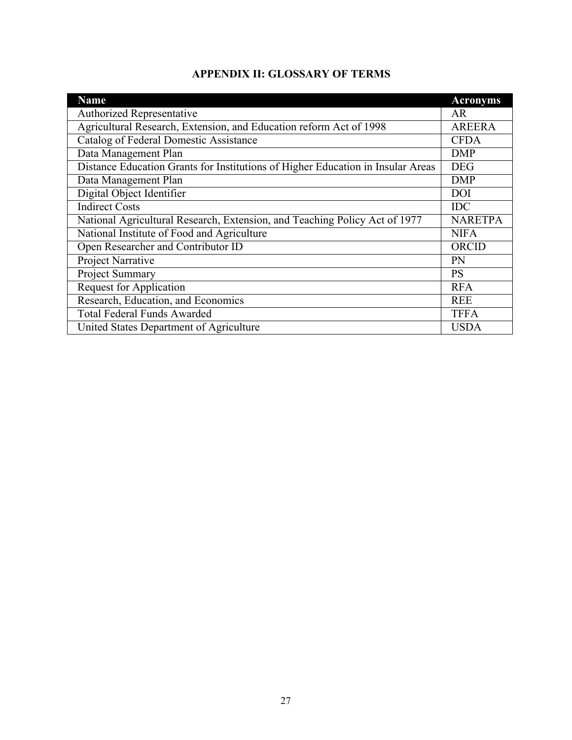## APPENDIX II: GLOSSARY OF TERMS

| Name | Acronyms |
|---|---|
| Authorized Representative | AR |
| Agricultural Research, Extension, and Education reform Act of 1998 | AREERA |
| Catalog of Federal Domestic Assistance | CFDA |
| Data Management Plan | DMP |
| Distance Education Grants for Institutions of Higher Education in Insular Areas | DEG |
| Data Management Plan | DMP |
| Digital Object Identifier | DOI |
| Indirect Costs | IDC |
| National Agricultural Research, Extension, and Teaching Policy Act of 1977 | NARETPA |
| National Institute of Food and Agriculture | NIFA |
| Open Researcher and Contributor ID | ORCID |
| Project Narrative | PN |
| Project Summary | PS |
| Request for Application | RFA |
| Research, Education, and Economics | REE |
| Total Federal Funds Awarded | TFFA |
| United States Department of Agriculture | USDA |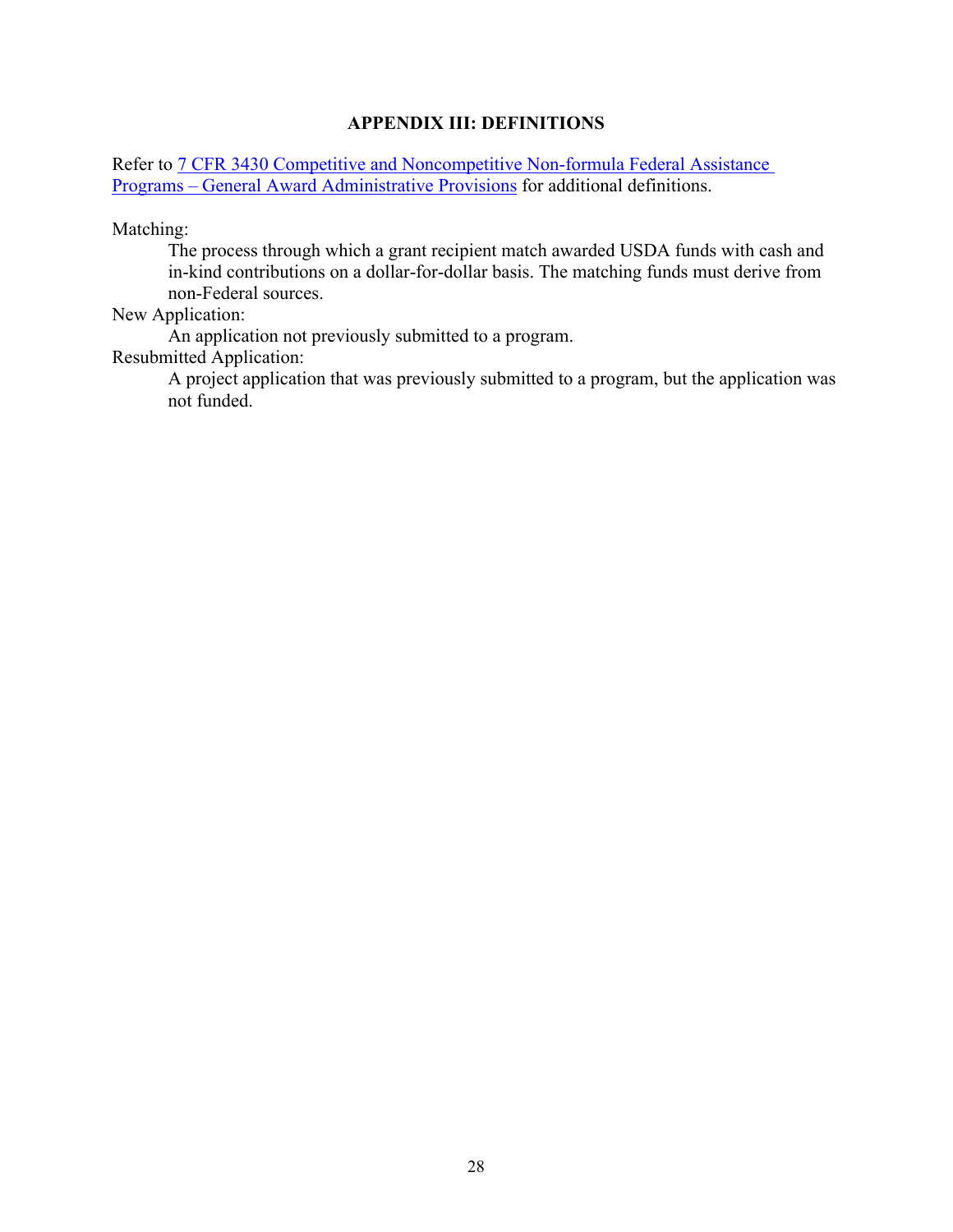## APPENDIX III: DEFINITIONS

Refer to [7 CFR 3430 Competitive and Noncompetitive Non-formula Federal Assistance Programs – General Award Administrative Provisions]() for additional definitions.

Matching:

> The process through which a grant recipient match awarded USDA funds with cash and in-kind contributions on a dollar-for-dollar basis. The matching funds must derive from non-Federal sources.

New Application:

> An application not previously submitted to a program.

Resubmitted Application:

> A project application that was previously submitted to a program, but the application was not funded.